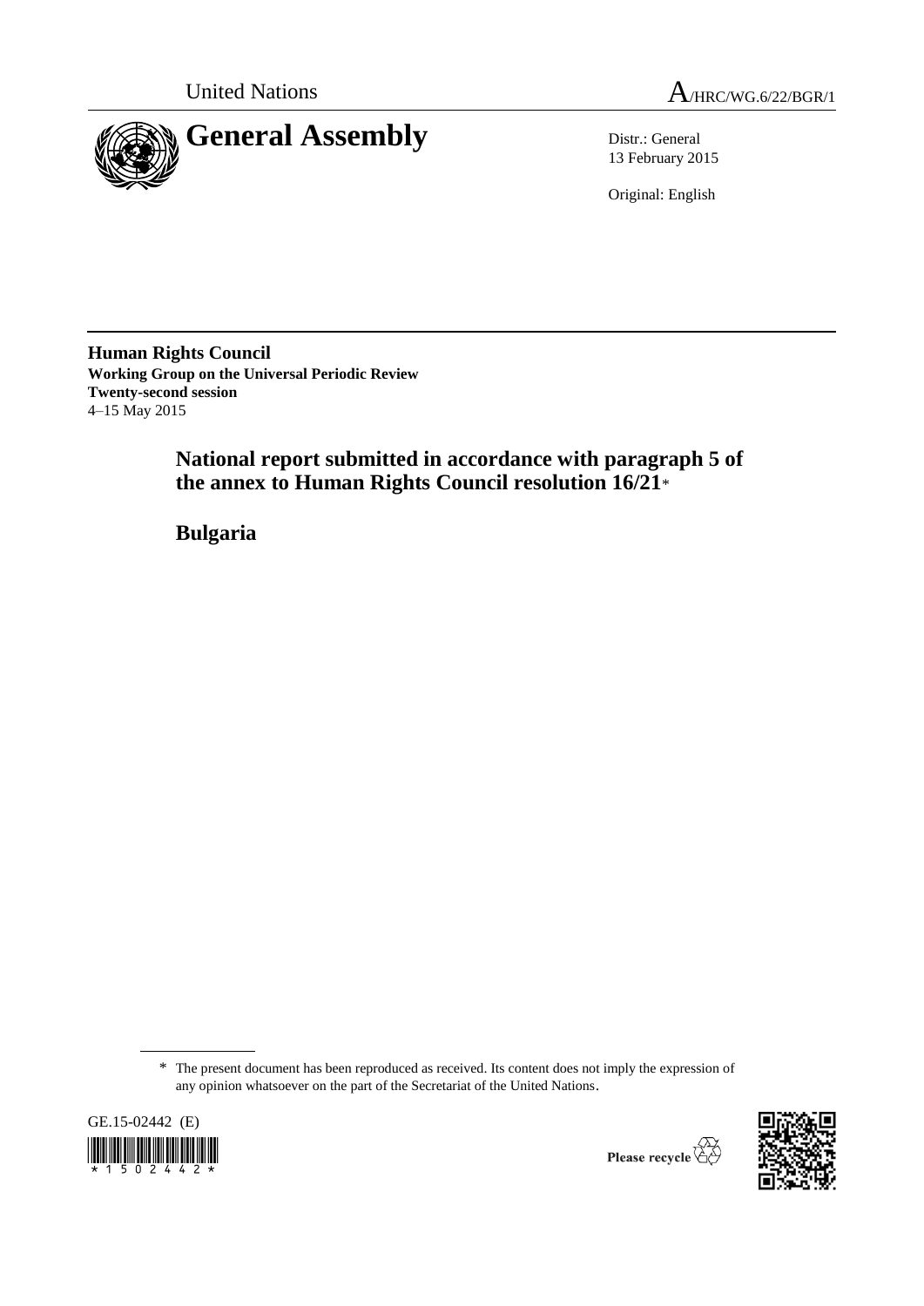United Nations A/HRC/WG.6/22/BGR/1

# General Assembly

Distr.: General
13 February 2015

Original: English

**Human Rights Council**
**Working Group on the Universal Periodic Review**
**Twenty-second session**
4–15 May 2015

## National report submitted in accordance with paragraph 5 of the annex to Human Rights Council resolution 16/21*

## Bulgaria

\* The present document has been reproduced as received. Its content does not imply the expression of any opinion whatsoever on the part of the Secretariat of the United Nations.

GE.15-02442 (E)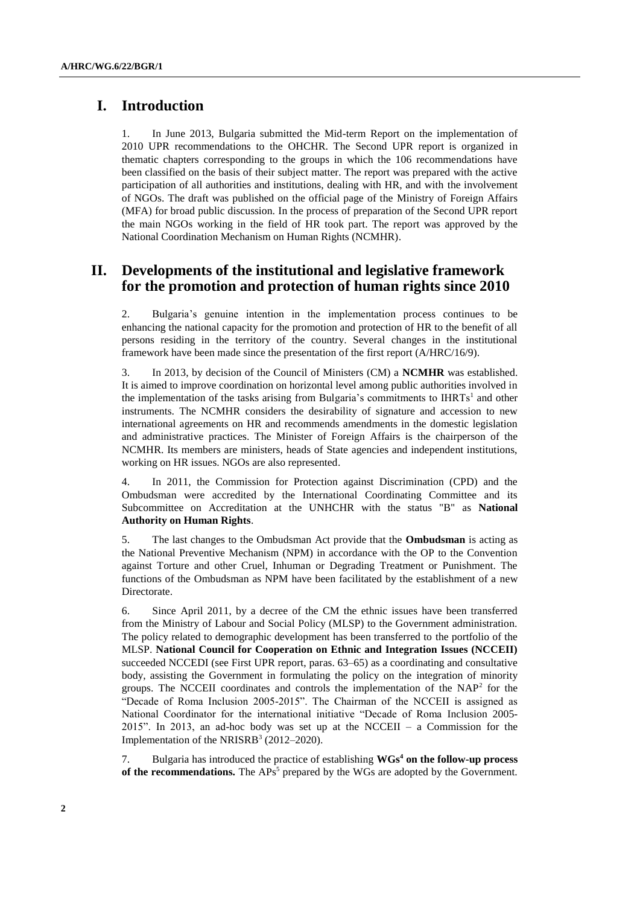# I. Introduction

1. In June 2013, Bulgaria submitted the Mid-term Report on the implementation of 2010 UPR recommendations to the OHCHR. The Second UPR report is organized in thematic chapters corresponding to the groups in which the 106 recommendations have been classified on the basis of their subject matter. The report was prepared with the active participation of all authorities and institutions, dealing with HR, and with the involvement of NGOs. The draft was published on the official page of the Ministry of Foreign Affairs (MFA) for broad public discussion. In the process of preparation of the Second UPR report the main NGOs working in the field of HR took part. The report was approved by the National Coordination Mechanism on Human Rights (NCMHR).

# II. Developments of the institutional and legislative framework for the promotion and protection of human rights since 2010

2. Bulgaria's genuine intention in the implementation process continues to be enhancing the national capacity for the promotion and protection of HR to the benefit of all persons residing in the territory of the country. Several changes in the institutional framework have been made since the presentation of the first report (A/HRC/16/9).

3. In 2013, by decision of the Council of Ministers (CM) a **NCMHR** was established. It is aimed to improve coordination on horizontal level among public authorities involved in the implementation of the tasks arising from Bulgaria's commitments to IHRTs[1] and other instruments. The NCMHR considers the desirability of signature and accession to new international agreements on HR and recommends amendments in the domestic legislation and administrative practices. The Minister of Foreign Affairs is the chairperson of the NCMHR. Its members are ministers, heads of State agencies and independent institutions, working on HR issues. NGOs are also represented.

4. In 2011, the Commission for Protection against Discrimination (CPD) and the Ombudsman were accredited by the International Coordinating Committee and its Subcommittee on Accreditation at the UNHCHR with the status "B" as **National Authority on Human Rights**.

5. The last changes to the Ombudsman Act provide that the **Ombudsman** is acting as the National Preventive Mechanism (NPM) in accordance with the OP to the Convention against Torture and other Cruel, Inhuman or Degrading Treatment or Punishment. The functions of the Ombudsman as NPM have been facilitated by the establishment of a new Directorate.

6. Since April 2011, by a decree of the CM the ethnic issues have been transferred from the Ministry of Labour and Social Policy (MLSP) to the Government administration. The policy related to demographic development has been transferred to the portfolio of the MLSP. **National Council for Cooperation on Ethnic and Integration Issues (NCCEII)** succeeded NCCEDI (see First UPR report, paras. 63–65) as a coordinating and consultative body, assisting the Government in formulating the policy on the integration of minority groups. The NCCEII coordinates and controls the implementation of the NAP[2] for the "Decade of Roma Inclusion 2005-2015". The Chairman of the NCCEII is assigned as National Coordinator for the international initiative "Decade of Roma Inclusion 2005-2015". In 2013, an ad-hoc body was set up at the NCCEII – a Commission for the Implementation of the NRISRB[3] (2012–2020).

7. Bulgaria has introduced the practice of establishing **WGs[4] on the follow-up process of the recommendations.** The APs[5] prepared by the WGs are adopted by the Government.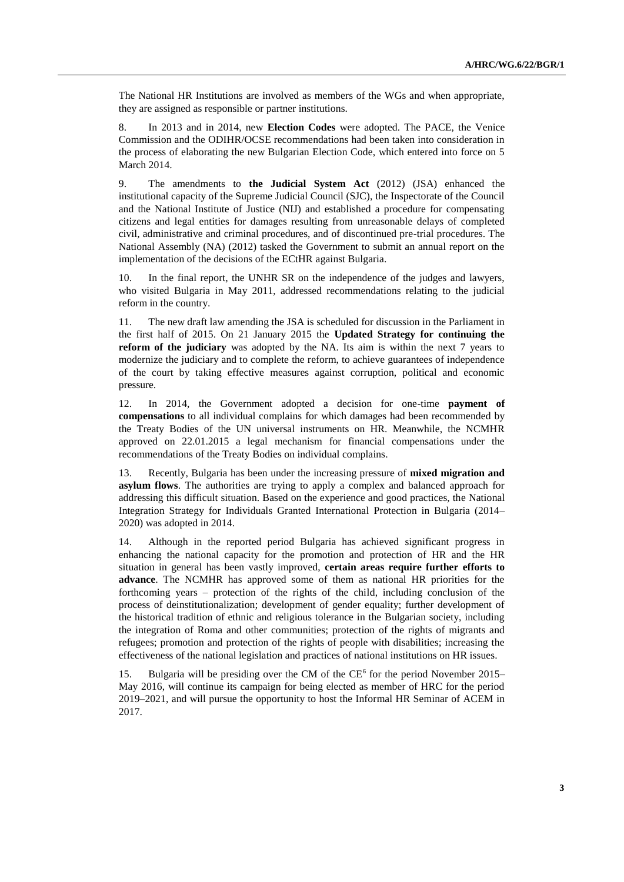The National HR Institutions are involved as members of the WGs and when appropriate, they are assigned as responsible or partner institutions.

8. In 2013 and in 2014, new **Election Codes** were adopted. The PACE, the Venice Commission and the ODIHR/OCSE recommendations had been taken into consideration in the process of elaborating the new Bulgarian Election Code, which entered into force on 5 March 2014.

9. The amendments to **the Judicial System Act** (2012) (JSA) enhanced the institutional capacity of the Supreme Judicial Council (SJC), the Inspectorate of the Council and the National Institute of Justice (NIJ) and established a procedure for compensating citizens and legal entities for damages resulting from unreasonable delays of completed civil, administrative and criminal procedures, and of discontinued pre-trial procedures. The National Assembly (NA) (2012) tasked the Government to submit an annual report on the implementation of the decisions of the ECtHR against Bulgaria.

10. In the final report, the UNHR SR on the independence of the judges and lawyers, who visited Bulgaria in May 2011, addressed recommendations relating to the judicial reform in the country.

11. The new draft law amending the JSA is scheduled for discussion in the Parliament in the first half of 2015. On 21 January 2015 the **Updated Strategy for continuing the reform of the judiciary** was adopted by the NA. Its aim is within the next 7 years to modernize the judiciary and to complete the reform, to achieve guarantees of independence of the court by taking effective measures against corruption, political and economic pressure.

12. In 2014, the Government adopted a decision for one-time **payment of compensations** to all individual complains for which damages had been recommended by the Treaty Bodies of the UN universal instruments on HR. Meanwhile, the NCMHR approved on 22.01.2015 a legal mechanism for financial compensations under the recommendations of the Treaty Bodies on individual complains.

13. Recently, Bulgaria has been under the increasing pressure of **mixed migration and asylum flows**. The authorities are trying to apply a complex and balanced approach for addressing this difficult situation. Based on the experience and good practices, the National Integration Strategy for Individuals Granted International Protection in Bulgaria (2014–2020) was adopted in 2014.

14. Although in the reported period Bulgaria has achieved significant progress in enhancing the national capacity for the promotion and protection of HR and the HR situation in general has been vastly improved, **certain areas require further efforts to advance**. The NCMHR has approved some of them as national HR priorities for the forthcoming years – protection of the rights of the child, including conclusion of the process of deinstitutionalization; development of gender equality; further development of the historical tradition of ethnic and religious tolerance in the Bulgarian society, including the integration of Roma and other communities; protection of the rights of migrants and refugees; promotion and protection of the rights of people with disabilities; increasing the effectiveness of the national legislation and practices of national institutions on HR issues.

15. Bulgaria will be presiding over the CM of the CE[6] for the period November 2015–May 2016, will continue its campaign for being elected as member of HRC for the period 2019–2021, and will pursue the opportunity to host the Informal HR Seminar of ACEM in 2017.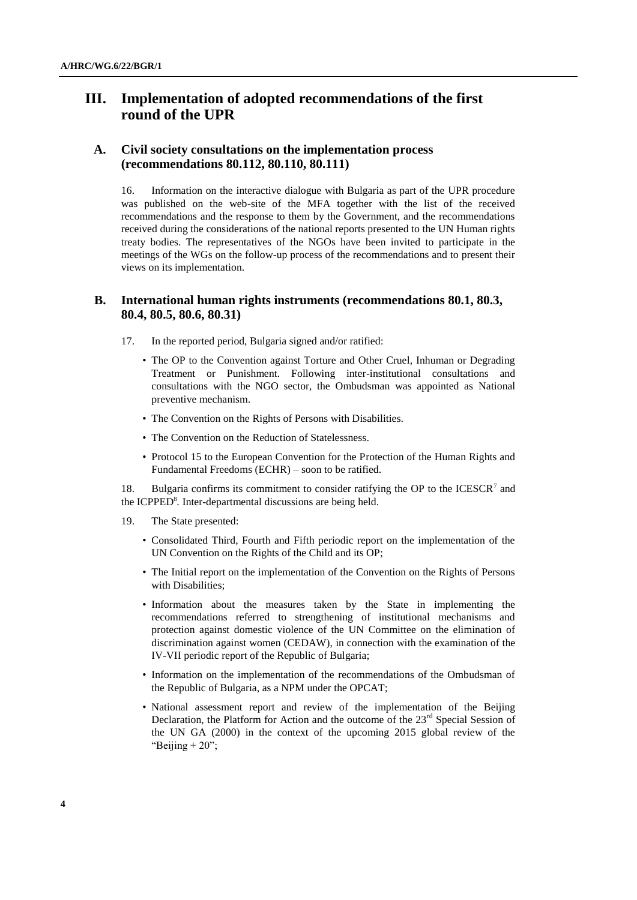## III. Implementation of adopted recommendations of the first round of the UPR

### A. Civil society consultations on the implementation process (recommendations 80.112, 80.110, 80.111)

16. Information on the interactive dialogue with Bulgaria as part of the UPR procedure was published on the web-site of the MFA together with the list of the received recommendations and the response to them by the Government, and the recommendations received during the considerations of the national reports presented to the UN Human rights treaty bodies. The representatives of the NGOs have been invited to participate in the meetings of the WGs on the follow-up process of the recommendations and to present their views on its implementation.

### B. International human rights instruments (recommendations 80.1, 80.3, 80.4, 80.5, 80.6, 80.31)

17. In the reported period, Bulgaria signed and/or ratified:

- The OP to the Convention against Torture and Other Cruel, Inhuman or Degrading Treatment or Punishment. Following inter-institutional consultations and consultations with the NGO sector, the Ombudsman was appointed as National preventive mechanism.
- The Convention on the Rights of Persons with Disabilities.
- The Convention on the Reduction of Statelessness.
- Protocol 15 to the European Convention for the Protection of the Human Rights and Fundamental Freedoms (ECHR) – soon to be ratified.

18. Bulgaria confirms its commitment to consider ratifying the OP to the ICESCR[7] and the ICPPED[8]. Inter-departmental discussions are being held.

19. The State presented:

- Consolidated Third, Fourth and Fifth periodic report on the implementation of the UN Convention on the Rights of the Child and its OP;
- The Initial report on the implementation of the Convention on the Rights of Persons with Disabilities;
- Information about the measures taken by the State in implementing the recommendations referred to strengthening of institutional mechanisms and protection against domestic violence of the UN Committee on the elimination of discrimination against women (CEDAW), in connection with the examination of the IV-VII periodic report of the Republic of Bulgaria;
- Information on the implementation of the recommendations of the Ombudsman of the Republic of Bulgaria, as a NPM under the OPCAT;
- National assessment report and review of the implementation of the Beijing Declaration, the Platform for Action and the outcome of the 23rd Special Session of the UN GA (2000) in the context of the upcoming 2015 global review of the "Beijing + 20";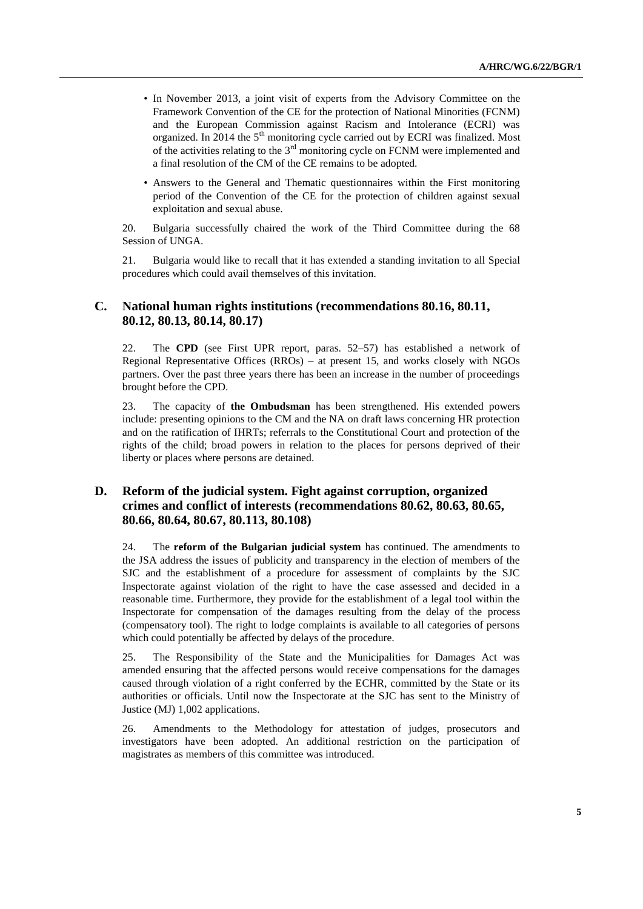- In November 2013, a joint visit of experts from the Advisory Committee on the Framework Convention of the CE for the protection of National Minorities (FCNM) and the European Commission against Racism and Intolerance (ECRI) was organized. In 2014 the 5th monitoring cycle carried out by ECRI was finalized. Most of the activities relating to the 3rd monitoring cycle on FCNM were implemented and a final resolution of the CM of the CE remains to be adopted.
- Answers to the General and Thematic questionnaires within the First monitoring period of the Convention of the CE for the protection of children against sexual exploitation and sexual abuse.

20. Bulgaria successfully chaired the work of the Third Committee during the 68 Session of UNGA.

21. Bulgaria would like to recall that it has extended a standing invitation to all Special procedures which could avail themselves of this invitation.

## C. National human rights institutions (recommendations 80.16, 80.11, 80.12, 80.13, 80.14, 80.17)

22. The **CPD** (see First UPR report, paras. 52–57) has established a network of Regional Representative Offices (RROs) – at present 15, and works closely with NGOs partners. Over the past three years there has been an increase in the number of proceedings brought before the CPD.

23. The capacity of **the Ombudsman** has been strengthened. His extended powers include: presenting opinions to the CM and the NA on draft laws concerning HR protection and on the ratification of IHRTs; referrals to the Constitutional Court and protection of the rights of the child; broad powers in relation to the places for persons deprived of their liberty or places where persons are detained.

## D. Reform of the judicial system. Fight against corruption, organized crimes and conflict of interests (recommendations 80.62, 80.63, 80.65, 80.66, 80.64, 80.67, 80.113, 80.108)

24. The **reform of the Bulgarian judicial system** has continued. The amendments to the JSA address the issues of publicity and transparency in the election of members of the SJC and the establishment of a procedure for assessment of complaints by the SJC Inspectorate against violation of the right to have the case assessed and decided in a reasonable time. Furthermore, they provide for the establishment of a legal tool within the Inspectorate for compensation of the damages resulting from the delay of the process (compensatory tool). The right to lodge complaints is available to all categories of persons which could potentially be affected by delays of the procedure.

25. The Responsibility of the State and the Municipalities for Damages Act was amended ensuring that the affected persons would receive compensations for the damages caused through violation of a right conferred by the ECHR, committed by the State or its authorities or officials. Until now the Inspectorate at the SJC has sent to the Ministry of Justice (MJ) 1,002 applications.

26. Amendments to the Methodology for attestation of judges, prosecutors and investigators have been adopted. An additional restriction on the participation of magistrates as members of this committee was introduced.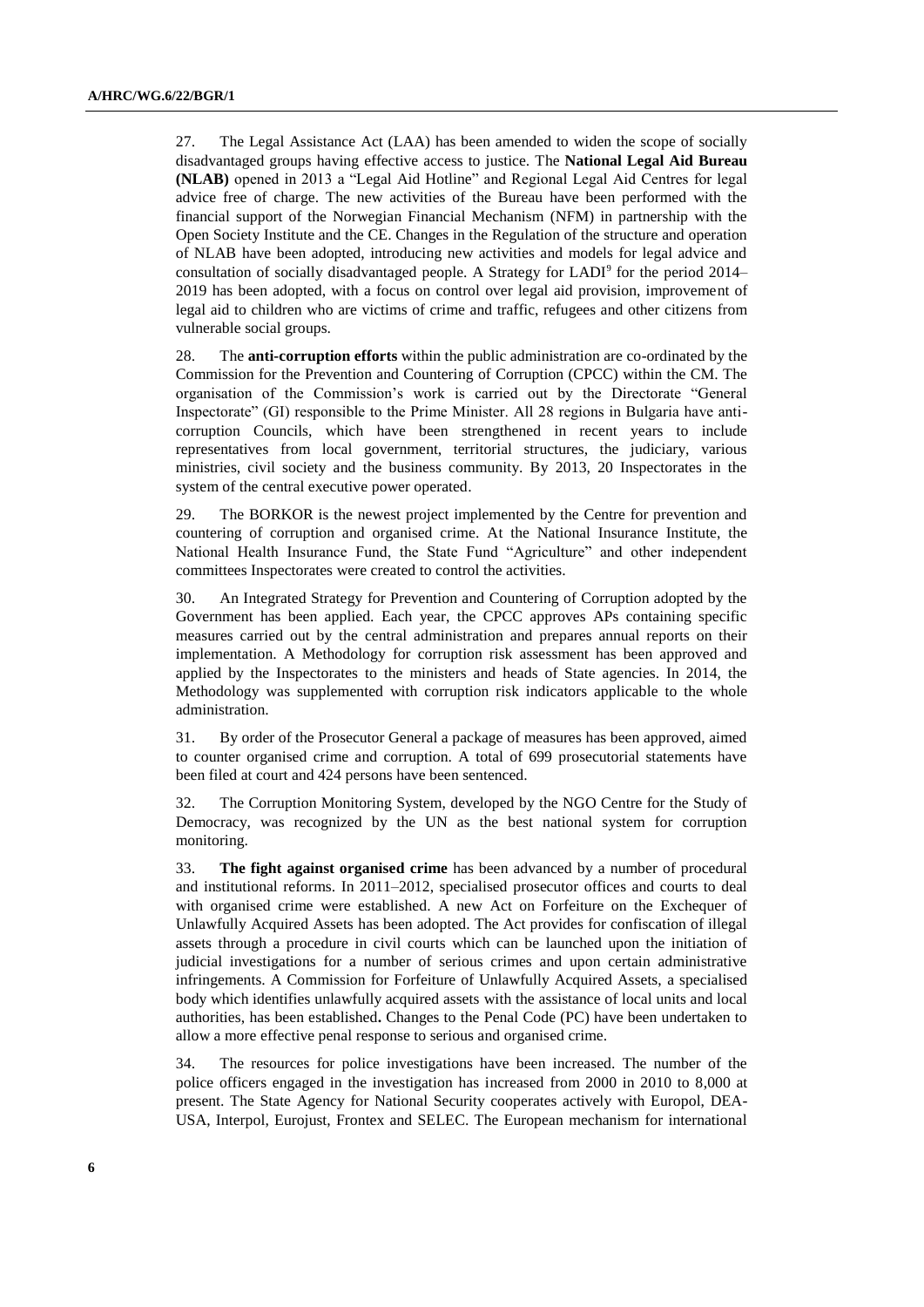27. The Legal Assistance Act (LAA) has been amended to widen the scope of socially disadvantaged groups having effective access to justice. The **National Legal Aid Bureau (NLAB)** opened in 2013 a "Legal Aid Hotline" and Regional Legal Aid Centres for legal advice free of charge. The new activities of the Bureau have been performed with the financial support of the Norwegian Financial Mechanism (NFM) in partnership with the Open Society Institute and the CE. Changes in the Regulation of the structure and operation of NLAB have been adopted, introducing new activities and models for legal advice and consultation of socially disadvantaged people. A Strategy for LADI[9] for the period 2014–2019 has been adopted, with a focus on control over legal aid provision, improvement of legal aid to children who are victims of crime and traffic, refugees and other citizens from vulnerable social groups.

28. The **anti-corruption efforts** within the public administration are co-ordinated by the Commission for the Prevention and Countering of Corruption (CPCC) within the CM. The organisation of the Commission's work is carried out by the Directorate "General Inspectorate" (GI) responsible to the Prime Minister. All 28 regions in Bulgaria have anti-corruption Councils, which have been strengthened in recent years to include representatives from local government, territorial structures, the judiciary, various ministries, civil society and the business community. By 2013, 20 Inspectorates in the system of the central executive power operated.

29. The BORKOR is the newest project implemented by the Centre for prevention and countering of corruption and organised crime. At the National Insurance Institute, the National Health Insurance Fund, the State Fund "Agriculture" and other independent committees Inspectorates were created to control the activities.

30. An Integrated Strategy for Prevention and Countering of Corruption adopted by the Government has been applied. Each year, the CPCC approves APs containing specific measures carried out by the central administration and prepares annual reports on their implementation. A Methodology for corruption risk assessment has been approved and applied by the Inspectorates to the ministers and heads of State agencies. In 2014, the Methodology was supplemented with corruption risk indicators applicable to the whole administration.

31. By order of the Prosecutor General a package of measures has been approved, aimed to counter organised crime and corruption. A total of 699 prosecutorial statements have been filed at court and 424 persons have been sentenced.

32. The Corruption Monitoring System, developed by the NGO Centre for the Study of Democracy, was recognized by the UN as the best national system for corruption monitoring.

33. **The fight against organised crime** has been advanced by a number of procedural and institutional reforms. In 2011–2012, specialised prosecutor offices and courts to deal with organised crime were established. A new Act on Forfeiture on the Exchequer of Unlawfully Acquired Assets has been adopted. The Act provides for confiscation of illegal assets through a procedure in civil courts which can be launched upon the initiation of judicial investigations for a number of serious crimes and upon certain administrative infringements. A Commission for Forfeiture of Unlawfully Acquired Assets, a specialised body which identifies unlawfully acquired assets with the assistance of local units and local authorities, has been established**.** Changes to the Penal Code (PC) have been undertaken to allow a more effective penal response to serious and organised crime.

34. The resources for police investigations have been increased. The number of the police officers engaged in the investigation has increased from 2000 in 2010 to 8,000 at present. The State Agency for National Security cooperates actively with Europol, DEA-USA, Interpol, Eurojust, Frontex and SELEC. The European mechanism for international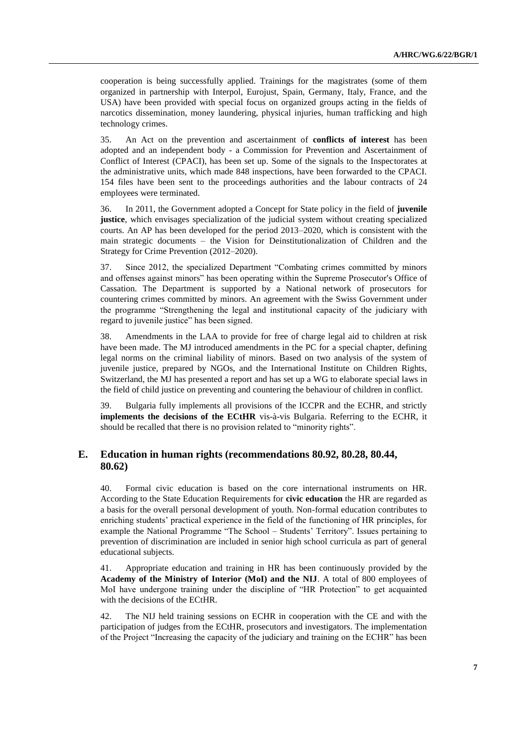cooperation is being successfully applied. Trainings for the magistrates (some of them organized in partnership with Interpol, Eurojust, Spain, Germany, Italy, France, and the USA) have been provided with special focus on organized groups acting in the fields of narcotics dissemination, money laundering, physical injuries, human trafficking and high technology crimes.

35. An Act on the prevention and ascertainment of **conflicts of interest** has been adopted and an independent body - a Commission for Prevention and Ascertainment of Conflict of Interest (CPACI), has been set up. Some of the signals to the Inspectorates at the administrative units, which made 848 inspections, have been forwarded to the CPACI. 154 files have been sent to the proceedings authorities and the labour contracts of 24 employees were terminated.

36. In 2011, the Government adopted a Concept for State policy in the field of **juvenile justice**, which envisages specialization of the judicial system without creating specialized courts. An AP has been developed for the period 2013–2020, which is consistent with the main strategic documents – the Vision for Deinstitutionalization of Children and the Strategy for Crime Prevention (2012–2020).

37. Since 2012, the specialized Department "Combating crimes committed by minors and offenses against minors" has been operating within the Supreme Prosecutor's Office of Cassation. The Department is supported by a National network of prosecutors for countering crimes committed by minors. An agreement with the Swiss Government under the programme "Strengthening the legal and institutional capacity of the judiciary with regard to juvenile justice" has been signed.

38. Amendments in the LAA to provide for free of charge legal aid to children at risk have been made. The MJ introduced amendments in the PC for a special chapter, defining legal norms on the criminal liability of minors. Based on two analysis of the system of juvenile justice, prepared by NGOs, and the International Institute on Children Rights, Switzerland, the MJ has presented a report and has set up a WG to elaborate special laws in the field of child justice on preventing and countering the behaviour of children in conflict.

39. Bulgaria fully implements all provisions of the ICCPR and the ECHR, and strictly **implements the decisions of the ECtHR** vis-à-vis Bulgaria. Referring to the ECHR, it should be recalled that there is no provision related to "minority rights".

## E. Education in human rights (recommendations 80.92, 80.28, 80.44, 80.62)

40. Formal civic education is based on the core international instruments on HR. According to the State Education Requirements for **civic education** the HR are regarded as a basis for the overall personal development of youth. Non-formal education contributes to enriching students' practical experience in the field of the functioning of HR principles, for example the National Programme "The School – Students' Territory". Issues pertaining to prevention of discrimination are included in senior high school curricula as part of general educational subjects.

41. Appropriate education and training in HR has been continuously provided by the **Academy of the Ministry of Interior (MoI) and the NIJ**. A total of 800 employees of MoI have undergone training under the discipline of "HR Protection" to get acquainted with the decisions of the ECtHR.

42. The NIJ held training sessions on ECHR in cooperation with the CE and with the participation of judges from the ECtHR, prosecutors and investigators. The implementation of the Project "Increasing the capacity of the judiciary and training on the ECHR" has been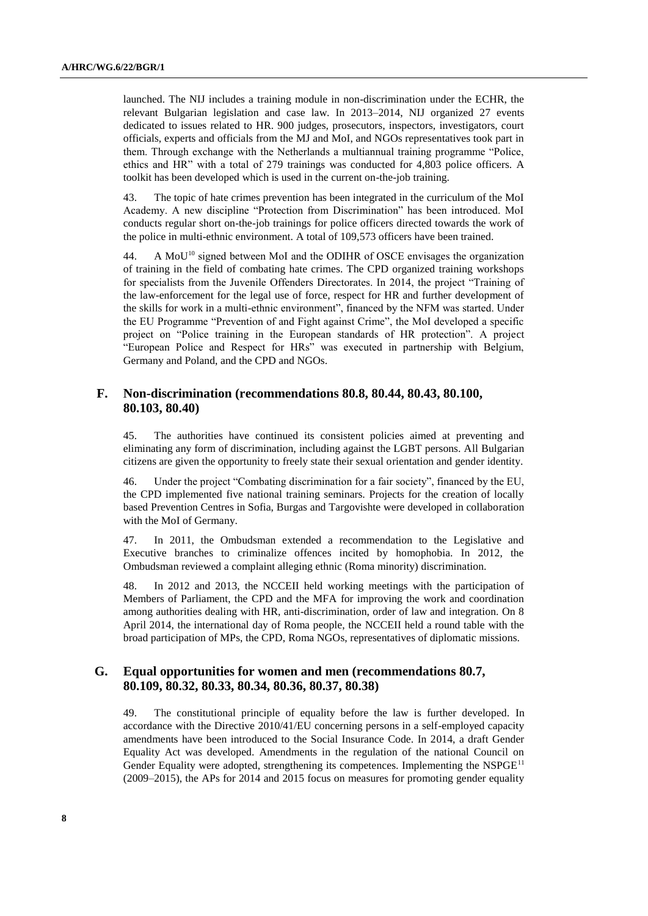launched. The NIJ includes a training module in non-discrimination under the ECHR, the relevant Bulgarian legislation and case law. In 2013–2014, NIJ organized 27 events dedicated to issues related to HR. 900 judges, prosecutors, inspectors, investigators, court officials, experts and officials from the MJ and MoI, and NGOs representatives took part in them. Through exchange with the Netherlands a multiannual training programme "Police, ethics and HR" with a total of 279 trainings was conducted for 4,803 police officers. A toolkit has been developed which is used in the current on-the-job training.

43. The topic of hate crimes prevention has been integrated in the curriculum of the MoI Academy. A new discipline "Protection from Discrimination" has been introduced. MoI conducts regular short on-the-job trainings for police officers directed towards the work of the police in multi-ethnic environment. A total of 109,573 officers have been trained.

44. A MoU[10] signed between MoI and the ODIHR of OSCE envisages the organization of training in the field of combating hate crimes. The CPD organized training workshops for specialists from the Juvenile Offenders Directorates. In 2014, the project "Training of the law-enforcement for the legal use of force, respect for HR and further development of the skills for work in a multi-ethnic environment", financed by the NFM was started. Under the EU Programme "Prevention of and Fight against Crime", the MoI developed a specific project on "Police training in the European standards of HR protection". A project "European Police and Respect for HRs" was executed in partnership with Belgium, Germany and Poland, and the CPD and NGOs.

## F. Non-discrimination (recommendations 80.8, 80.44, 80.43, 80.100, 80.103, 80.40)

45. The authorities have continued its consistent policies aimed at preventing and eliminating any form of discrimination, including against the LGBT persons. All Bulgarian citizens are given the opportunity to freely state their sexual orientation and gender identity.

46. Under the project "Combating discrimination for a fair society", financed by the EU, the CPD implemented five national training seminars. Projects for the creation of locally based Prevention Centres in Sofia, Burgas and Targovishte were developed in collaboration with the MoI of Germany.

47. In 2011, the Ombudsman extended a recommendation to the Legislative and Executive branches to criminalize offences incited by homophobia. In 2012, the Ombudsman reviewed a complaint alleging ethnic (Roma minority) discrimination.

48. In 2012 and 2013, the NCCEII held working meetings with the participation of Members of Parliament, the CPD and the MFA for improving the work and coordination among authorities dealing with HR, anti-discrimination, order of law and integration. On 8 April 2014, the international day of Roma people, the NCCEII held a round table with the broad participation of MPs, the CPD, Roma NGOs, representatives of diplomatic missions.

## G. Equal opportunities for women and men (recommendations 80.7, 80.109, 80.32, 80.33, 80.34, 80.36, 80.37, 80.38)

49. The constitutional principle of equality before the law is further developed. In accordance with the Directive 2010/41/EU concerning persons in a self-employed capacity amendments have been introduced to the Social Insurance Code. In 2014, a draft Gender Equality Act was developed. Amendments in the regulation of the national Council on Gender Equality were adopted, strengthening its competences. Implementing the NSPGE[11] (2009–2015), the APs for 2014 and 2015 focus on measures for promoting gender equality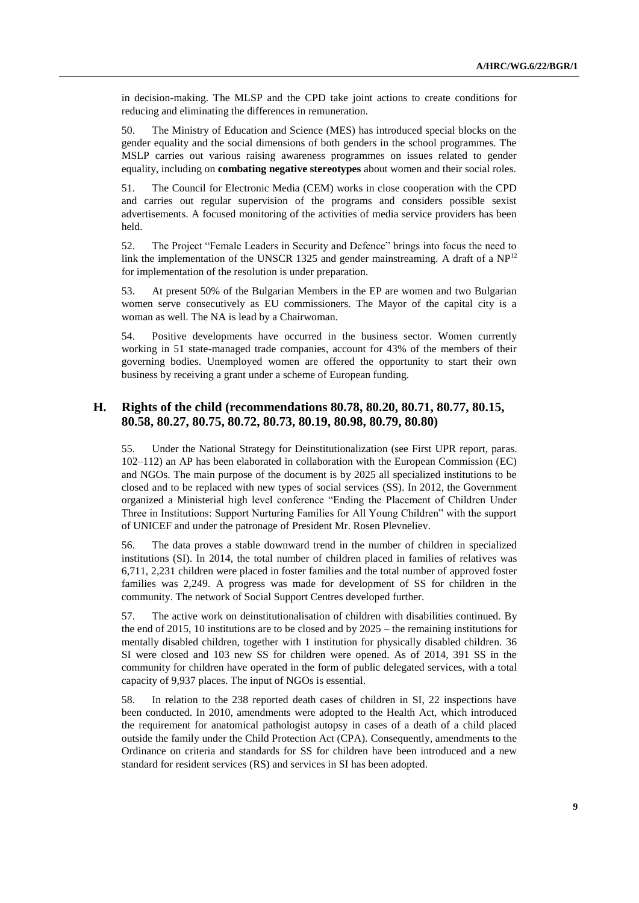in decision-making. The MLSP and the CPD take joint actions to create conditions for reducing and eliminating the differences in remuneration.

50. The Ministry of Education and Science (MES) has introduced special blocks on the gender equality and the social dimensions of both genders in the school programmes. The MSLP carries out various raising awareness programmes on issues related to gender equality, including on **combating negative stereotypes** about women and their social roles.

51. The Council for Electronic Media (CEM) works in close cooperation with the CPD and carries out regular supervision of the programs and considers possible sexist advertisements. A focused monitoring of the activities of media service providers has been held.

52. The Project "Female Leaders in Security and Defence" brings into focus the need to link the implementation of the UNSCR 1325 and gender mainstreaming. A draft of a NP[12] for implementation of the resolution is under preparation.

53. At present 50% of the Bulgarian Members in the EP are women and two Bulgarian women serve consecutively as EU commissioners. The Mayor of the capital city is a woman as well. The NA is lead by a Chairwoman.

54. Positive developments have occurred in the business sector. Women currently working in 51 state-managed trade companies, account for 43% of the members of their governing bodies. Unemployed women are offered the opportunity to start their own business by receiving a grant under a scheme of European funding.

## H. Rights of the child (recommendations 80.78, 80.20, 80.71, 80.77, 80.15, 80.58, 80.27, 80.75, 80.72, 80.73, 80.19, 80.98, 80.79, 80.80)

55. Under the National Strategy for Deinstitutionalization (see First UPR report, paras. 102–112) an AP has been elaborated in collaboration with the European Commission (EC) and NGOs. The main purpose of the document is by 2025 all specialized institutions to be closed and to be replaced with new types of social services (SS). In 2012, the Government organized a Ministerial high level conference "Ending the Placement of Children Under Three in Institutions: Support Nurturing Families for All Young Children" with the support of UNICEF and under the patronage of President Mr. Rosen Plevneliev.

56. The data proves a stable downward trend in the number of children in specialized institutions (SI). In 2014, the total number of children placed in families of relatives was 6,711, 2,231 children were placed in foster families and the total number of approved foster families was 2,249. A progress was made for development of SS for children in the community. The network of Social Support Centres developed further.

57. The active work on deinstitutionalisation of children with disabilities continued. By the end of 2015, 10 institutions are to be closed and by 2025 – the remaining institutions for mentally disabled children, together with 1 institution for physically disabled children. 36 SI were closed and 103 new SS for children were opened. As of 2014, 391 SS in the community for children have operated in the form of public delegated services, with a total capacity of 9,937 places. The input of NGOs is essential.

58. In relation to the 238 reported death cases of children in SI, 22 inspections have been conducted. In 2010, amendments were adopted to the Health Act, which introduced the requirement for anatomical pathologist autopsy in cases of a death of a child placed outside the family under the Child Protection Act (CPA). Consequently, amendments to the Ordinance on criteria and standards for SS for children have been introduced and a new standard for resident services (RS) and services in SI has been adopted.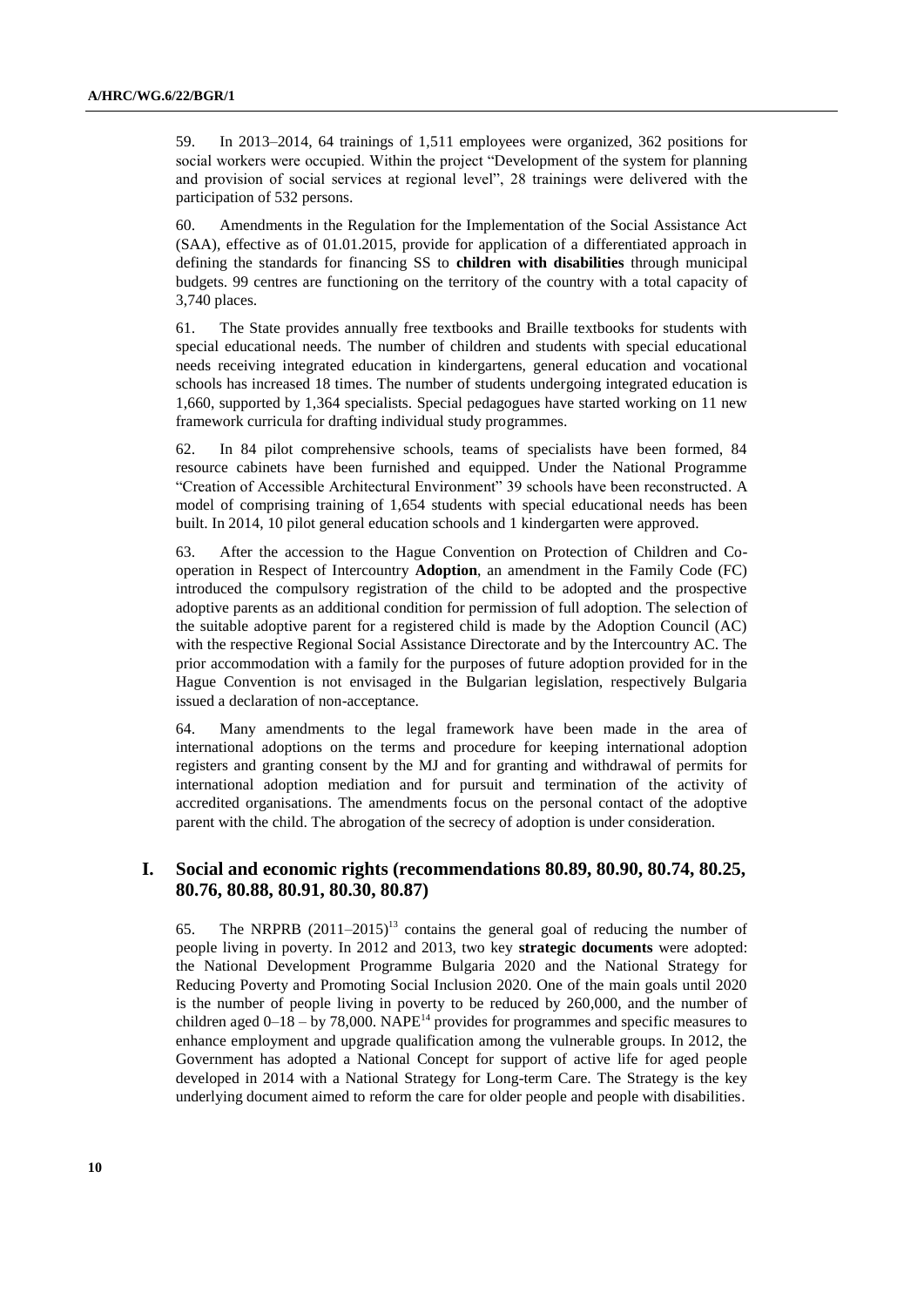59. In 2013–2014, 64 trainings of 1,511 employees were organized, 362 positions for social workers were occupied. Within the project "Development of the system for planning and provision of social services at regional level", 28 trainings were delivered with the participation of 532 persons.

60. Amendments in the Regulation for the Implementation of the Social Assistance Act (SAA), effective as of 01.01.2015, provide for application of a differentiated approach in defining the standards for financing SS to **children with disabilities** through municipal budgets. 99 centres are functioning on the territory of the country with a total capacity of 3,740 places.

61. The State provides annually free textbooks and Braille textbooks for students with special educational needs. The number of children and students with special educational needs receiving integrated education in kindergartens, general education and vocational schools has increased 18 times. The number of students undergoing integrated education is 1,660, supported by 1,364 specialists. Special pedagogues have started working on 11 new framework curricula for drafting individual study programmes.

62. In 84 pilot comprehensive schools, teams of specialists have been formed, 84 resource cabinets have been furnished and equipped. Under the National Programme "Creation of Accessible Architectural Environment" 39 schools have been reconstructed. A model of comprising training of 1,654 students with special educational needs has been built. In 2014, 10 pilot general education schools and 1 kindergarten were approved.

63. After the accession to the Hague Convention on Protection of Children and Co-operation in Respect of Intercountry **Adoption**, an amendment in the Family Code (FC) introduced the compulsory registration of the child to be adopted and the prospective adoptive parents as an additional condition for permission of full adoption. The selection of the suitable adoptive parent for a registered child is made by the Adoption Council (AC) with the respective Regional Social Assistance Directorate and by the Intercountry AC. The prior accommodation with a family for the purposes of future adoption provided for in the Hague Convention is not envisaged in the Bulgarian legislation, respectively Bulgaria issued a declaration of non-acceptance.

64. Many amendments to the legal framework have been made in the area of international adoptions on the terms and procedure for keeping international adoption registers and granting consent by the MJ and for granting and withdrawal of permits for international adoption mediation and for pursuit and termination of the activity of accredited organisations. The amendments focus on the personal contact of the adoptive parent with the child. The abrogation of the secrecy of adoption is under consideration.

## I. Social and economic rights (recommendations 80.89, 80.90, 80.74, 80.25, 80.76, 80.88, 80.91, 80.30, 80.87)

65. The NRPRB (2011–2015)[13] contains the general goal of reducing the number of people living in poverty. In 2012 and 2013, two key **strategic documents** were adopted: the National Development Programme Bulgaria 2020 and the National Strategy for Reducing Poverty and Promoting Social Inclusion 2020. One of the main goals until 2020 is the number of people living in poverty to be reduced by 260,000, and the number of children aged 0–18 – by 78,000. NAPE[14] provides for programmes and specific measures to enhance employment and upgrade qualification among the vulnerable groups. In 2012, the Government has adopted a National Concept for support of active life for aged people developed in 2014 with a National Strategy for Long-term Care. The Strategy is the key underlying document aimed to reform the care for older people and people with disabilities.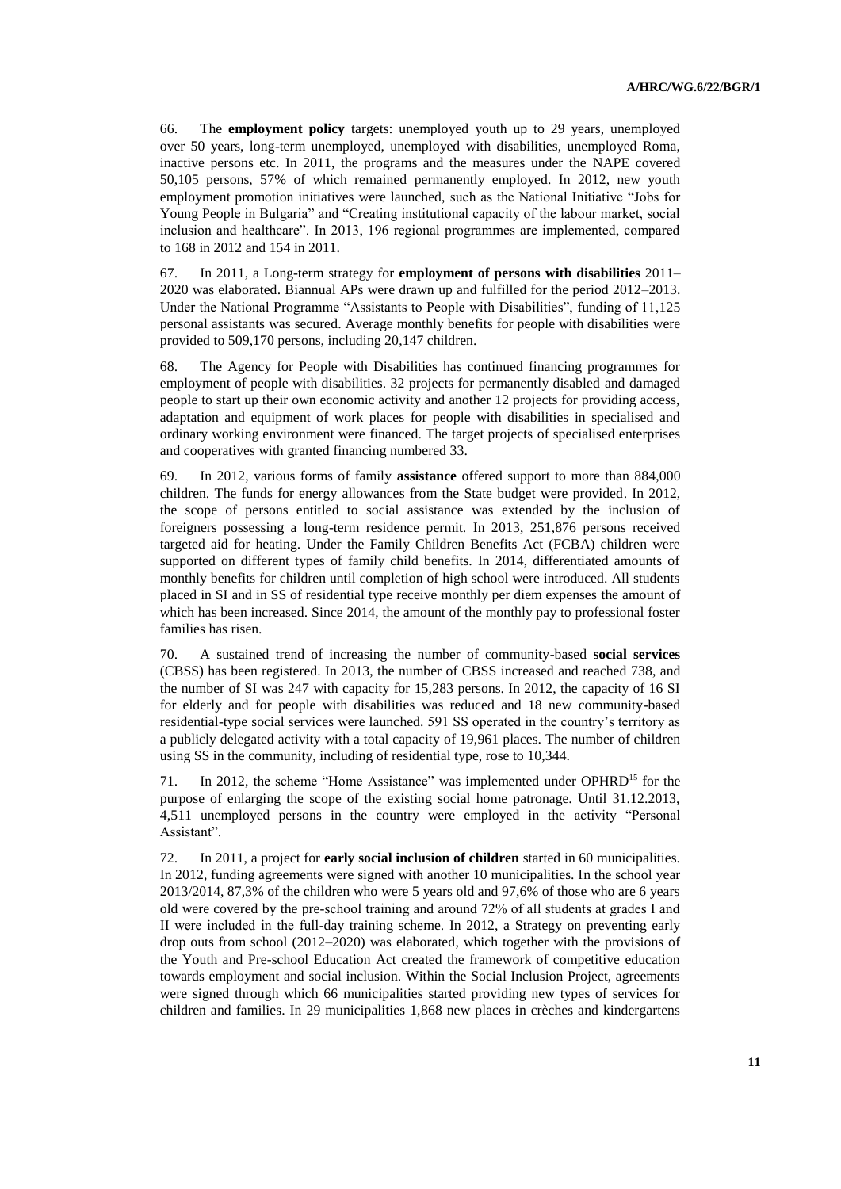66. The **employment policy** targets: unemployed youth up to 29 years, unemployed over 50 years, long-term unemployed, unemployed with disabilities, unemployed Roma, inactive persons etc. In 2011, the programs and the measures under the NAPE covered 50,105 persons, 57% of which remained permanently employed. In 2012, new youth employment promotion initiatives were launched, such as the National Initiative "Jobs for Young People in Bulgaria" and "Creating institutional capacity of the labour market, social inclusion and healthcare". In 2013, 196 regional programmes are implemented, compared to 168 in 2012 and 154 in 2011.

67. In 2011, a Long-term strategy for **employment of persons with disabilities** 2011–2020 was elaborated. Biannual APs were drawn up and fulfilled for the period 2012–2013. Under the National Programme "Assistants to People with Disabilities", funding of 11,125 personal assistants was secured. Average monthly benefits for people with disabilities were provided to 509,170 persons, including 20,147 children.

68. The Agency for People with Disabilities has continued financing programmes for employment of people with disabilities. 32 projects for permanently disabled and damaged people to start up their own economic activity and another 12 projects for providing access, adaptation and equipment of work places for people with disabilities in specialised and ordinary working environment were financed. The target projects of specialised enterprises and cooperatives with granted financing numbered 33.

69. In 2012, various forms of family **assistance** offered support to more than 884,000 children. The funds for energy allowances from the State budget were provided. In 2012, the scope of persons entitled to social assistance was extended by the inclusion of foreigners possessing a long-term residence permit. In 2013, 251,876 persons received targeted aid for heating. Under the Family Children Benefits Act (FCBA) children were supported on different types of family child benefits. In 2014, differentiated amounts of monthly benefits for children until completion of high school were introduced. All students placed in SI and in SS of residential type receive monthly per diem expenses the amount of which has been increased. Since 2014, the amount of the monthly pay to professional foster families has risen.

70. A sustained trend of increasing the number of community-based **social services** (CBSS) has been registered. In 2013, the number of CBSS increased and reached 738, and the number of SI was 247 with capacity for 15,283 persons. In 2012, the capacity of 16 SI for elderly and for people with disabilities was reduced and 18 new community-based residential-type social services were launched. 591 SS operated in the country's territory as a publicly delegated activity with a total capacity of 19,961 places. The number of children using SS in the community, including of residential type, rose to 10,344.

71. In 2012, the scheme "Home Assistance" was implemented under OPHRD[15] for the purpose of enlarging the scope of the existing social home patronage. Until 31.12.2013, 4,511 unemployed persons in the country were employed in the activity "Personal Assistant".

72. In 2011, a project for **early social inclusion of children** started in 60 municipalities. In 2012, funding agreements were signed with another 10 municipalities. In the school year 2013/2014, 87,3% of the children who were 5 years old and 97,6% of those who are 6 years old were covered by the pre-school training and around 72% of all students at grades I and II were included in the full-day training scheme. In 2012, a Strategy on preventing early drop outs from school (2012–2020) was elaborated, which together with the provisions of the Youth and Pre-school Education Act created the framework of competitive education towards employment and social inclusion. Within the Social Inclusion Project, agreements were signed through which 66 municipalities started providing new types of services for children and families. In 29 municipalities 1,868 new places in crèches and kindergartens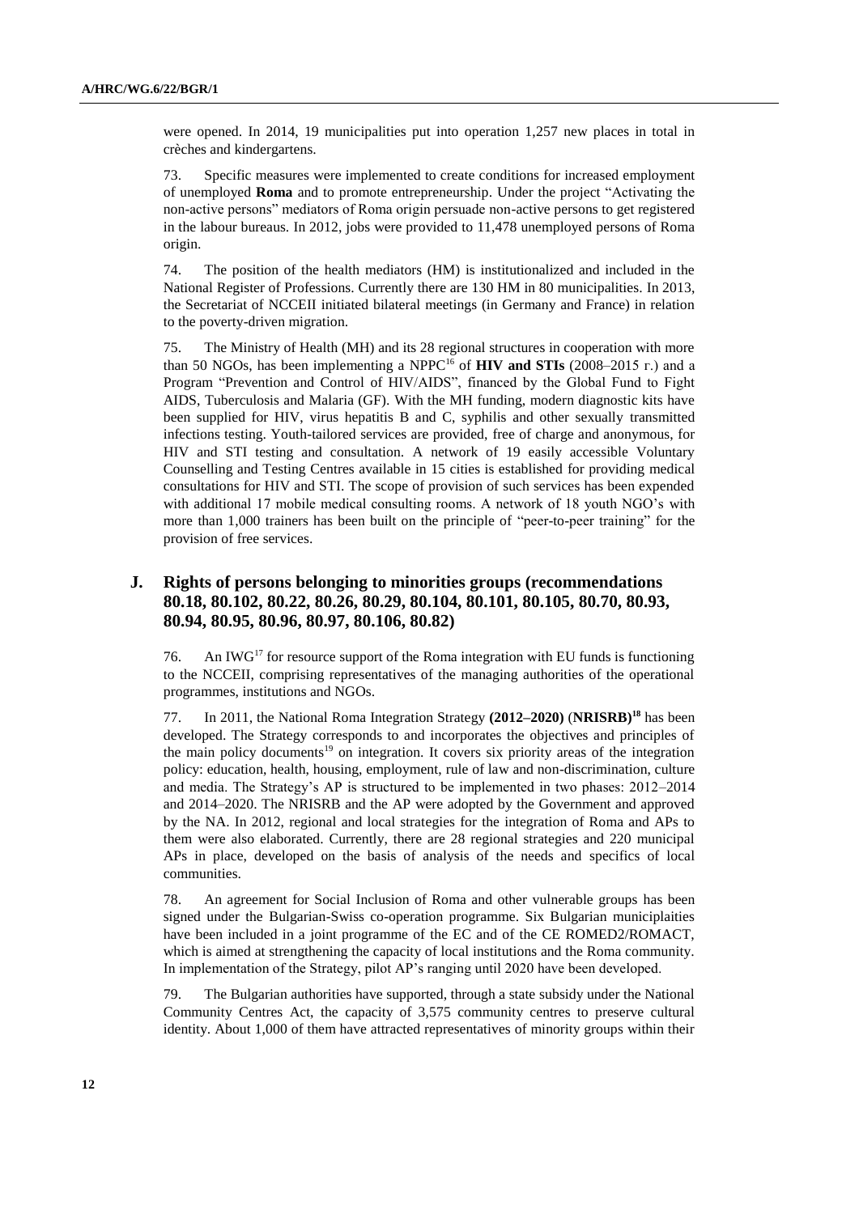were opened. In 2014, 19 municipalities put into operation 1,257 new places in total in crèches and kindergartens.

73. Specific measures were implemented to create conditions for increased employment of unemployed **Roma** and to promote entrepreneurship. Under the project "Activating the non-active persons" mediators of Roma origin persuade non-active persons to get registered in the labour bureaus. In 2012, jobs were provided to 11,478 unemployed persons of Roma origin.

74. The position of the health mediators (HM) is institutionalized and included in the National Register of Professions. Currently there are 130 HM in 80 municipalities. In 2013, the Secretariat of NCCEII initiated bilateral meetings (in Germany and France) in relation to the poverty-driven migration.

75. The Ministry of Health (MH) and its 28 regional structures in cooperation with more than 50 NGOs, has been implementing a NPPC[16] of **HIV and STIs** (2008–2015 г.) and a Program "Prevention and Control of HIV/AIDS", financed by the Global Fund to Fight AIDS, Tuberculosis and Malaria (GF). With the MH funding, modern diagnostic kits have been supplied for HIV, virus hepatitis B and C, syphilis and other sexually transmitted infections testing. Youth-tailored services are provided, free of charge and anonymous, for HIV and STI testing and consultation. A network of 19 easily accessible Voluntary Counselling and Testing Centres available in 15 cities is established for providing medical consultations for HIV and STI. The scope of provision of such services has been expended with additional 17 mobile medical consulting rooms. A network of 18 youth NGO's with more than 1,000 trainers has been built on the principle of "peer-to-peer training" for the provision of free services.

## J. Rights of persons belonging to minorities groups (recommendations 80.18, 80.102, 80.22, 80.26, 80.29, 80.104, 80.101, 80.105, 80.70, 80.93, 80.94, 80.95, 80.96, 80.97, 80.106, 80.82)

76. An IWG[17] for resource support of the Roma integration with EU funds is functioning to the NCCEII, comprising representatives of the managing authorities of the operational programmes, institutions and NGOs.

77. In 2011, the National Roma Integration Strategy **(2012–2020)** (**NRISRB)**[18] has been developed. The Strategy corresponds to and incorporates the objectives and principles of the main policy documents[19] on integration. It covers six priority areas of the integration policy: education, health, housing, employment, rule of law and non-discrimination, culture and media. The Strategy's AP is structured to be implemented in two phases: 2012–2014 and 2014–2020. The NRISRB and the AP were adopted by the Government and approved by the NA. In 2012, regional and local strategies for the integration of Roma and APs to them were also elaborated. Currently, there are 28 regional strategies and 220 municipal APs in place, developed on the basis of analysis of the needs and specifics of local communities.

78. An agreement for Social Inclusion of Roma and other vulnerable groups has been signed under the Bulgarian-Swiss co-operation programme. Six Bulgarian municiplaities have been included in a joint programme of the EC and of the CE ROMED2/ROMACT, which is aimed at strengthening the capacity of local institutions and the Roma community. In implementation of the Strategy, pilot AP's ranging until 2020 have been developed.

79. The Bulgarian authorities have supported, through a state subsidy under the National Community Centres Act, the capacity of 3,575 community centres to preserve cultural identity. About 1,000 of them have attracted representatives of minority groups within their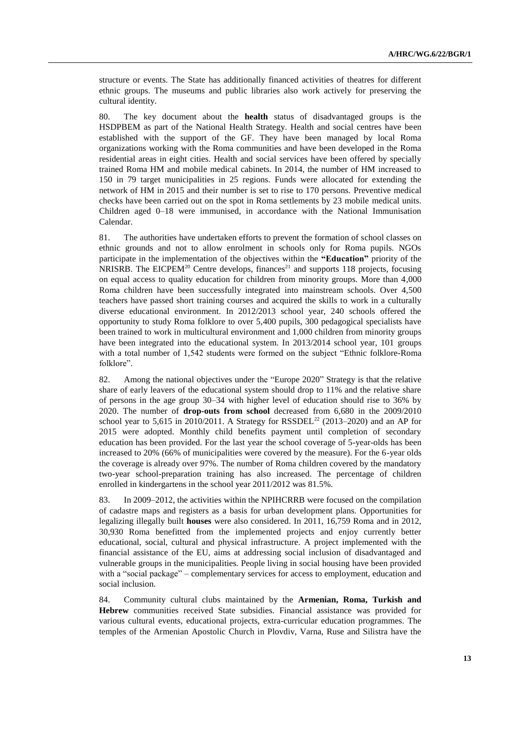structure or events. The State has additionally financed activities of theatres for different ethnic groups. The museums and public libraries also work actively for preserving the cultural identity.

80. The key document about the **health** status of disadvantaged groups is the HSDPBEM as part of the National Health Strategy. Health and social centres have been established with the support of the GF. They have been managed by local Roma organizations working with the Roma communities and have been developed in the Roma residential areas in eight cities. Health and social services have been offered by specially trained Roma HM and mobile medical cabinets. In 2014, the number of HM increased to 150 in 79 target municipalities in 25 regions. Funds were allocated for extending the network of HM in 2015 and their number is set to rise to 170 persons. Preventive medical checks have been carried out on the spot in Roma settlements by 23 mobile medical units. Children aged 0–18 were immunised, in accordance with the National Immunisation Calendar.

81. The authorities have undertaken efforts to prevent the formation of school classes on ethnic grounds and not to allow enrolment in schools only for Roma pupils. NGOs participate in the implementation of the objectives within the **"Education"** priority of the NRISRB. The EICPEM[20] Centre develops, finances[21] and supports 118 projects, focusing on equal access to quality education for children from minority groups. More than 4,000 Roma children have been successfully integrated into mainstream schools. Over 4,500 teachers have passed short training courses and acquired the skills to work in a culturally diverse educational environment. In 2012/2013 school year, 240 schools offered the opportunity to study Roma folklore to over 5,400 pupils, 300 pedagogical specialists have been trained to work in multicultural environment and 1,000 children from minority groups have been integrated into the educational system. In 2013/2014 school year, 101 groups with a total number of 1,542 students were formed on the subject "Ethnic folklore-Roma folklore".

82. Among the national objectives under the "Europe 2020" Strategy is that the relative share of early leavers of the educational system should drop to 11% and the relative share of persons in the age group 30–34 with higher level of education should rise to 36% by 2020. The number of **drop-outs from school** decreased from 6,680 in the 2009/2010 school year to 5,615 in 2010/2011. A Strategy for RSSDEL[22] (2013–2020) and an AP for 2015 were adopted. Monthly child benefits payment until completion of secondary education has been provided. For the last year the school coverage of 5-year-olds has been increased to 20% (66% of municipalities were covered by the measure). For the 6-year olds the coverage is already over 97%. The number of Roma children covered by the mandatory two-year school-preparation training has also increased. The percentage of children enrolled in kindergartens in the school year 2011/2012 was 81.5%.

83. In 2009–2012, the activities within the NPIHCRRB were focused on the compilation of cadastre maps and registers as a basis for urban development plans. Opportunities for legalizing illegally built **houses** were also considered. In 2011, 16,759 Roma and in 2012, 30,930 Roma benefitted from the implemented projects and enjoy currently better educational, social, cultural and physical infrastructure. A project implemented with the financial assistance of the EU, aims at addressing social inclusion of disadvantaged and vulnerable groups in the municipalities. People living in social housing have been provided with a "social package" – complementary services for access to employment, education and social inclusion.

84. Community cultural clubs maintained by the **Armenian, Roma, Turkish and Hebrew** communities received State subsidies. Financial assistance was provided for various cultural events, educational projects, extra-curricular education programmes. The temples of the Armenian Apostolic Church in Plovdiv, Varna, Ruse and Silistra have the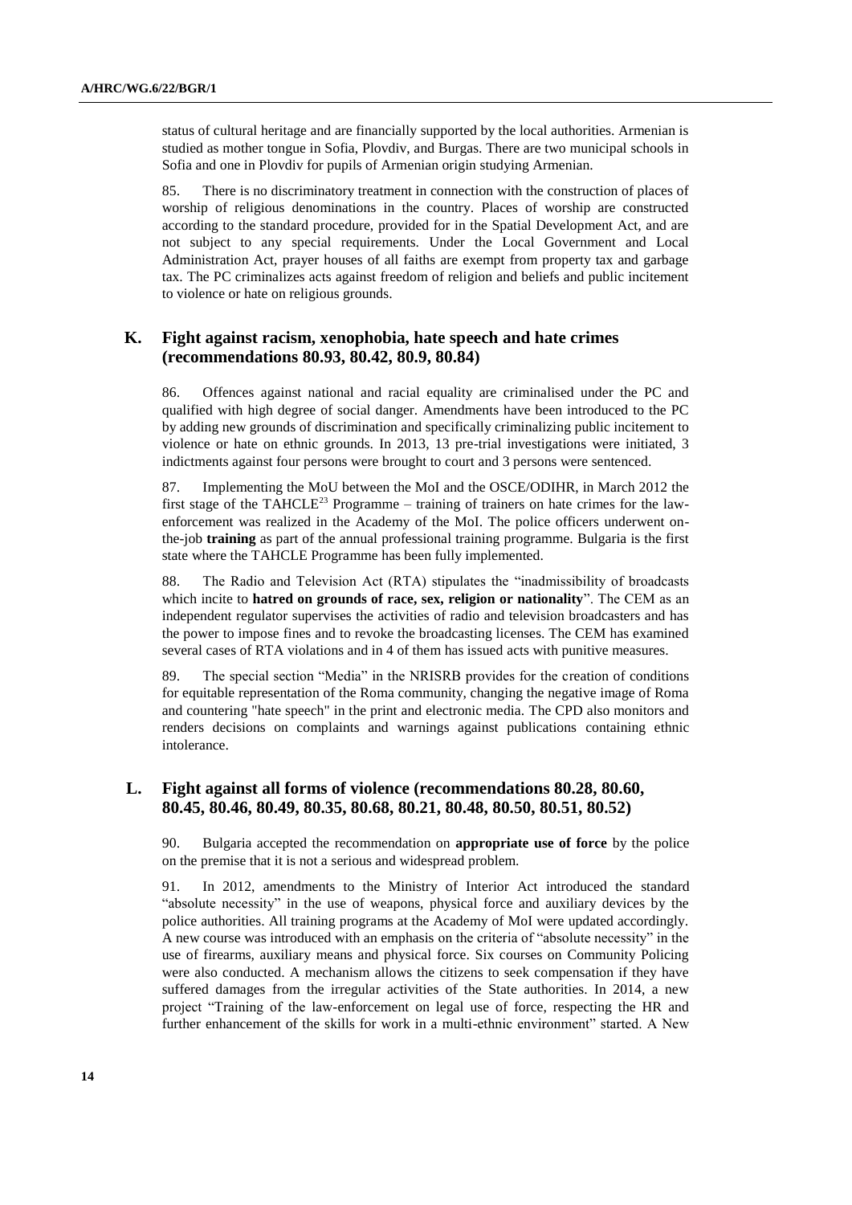status of cultural heritage and are financially supported by the local authorities. Armenian is studied as mother tongue in Sofia, Plovdiv, and Burgas. There are two municipal schools in Sofia and one in Plovdiv for pupils of Armenian origin studying Armenian.

85. There is no discriminatory treatment in connection with the construction of places of worship of religious denominations in the country. Places of worship are constructed according to the standard procedure, provided for in the Spatial Development Act, and are not subject to any special requirements. Under the Local Government and Local Administration Act, prayer houses of all faiths are exempt from property tax and garbage tax. The PC criminalizes acts against freedom of religion and beliefs and public incitement to violence or hate on religious grounds.

## K. Fight against racism, xenophobia, hate speech and hate crimes (recommendations 80.93, 80.42, 80.9, 80.84)

86. Offences against national and racial equality are criminalised under the PC and qualified with high degree of social danger. Amendments have been introduced to the PC by adding new grounds of discrimination and specifically criminalizing public incitement to violence or hate on ethnic grounds. In 2013, 13 pre-trial investigations were initiated, 3 indictments against four persons were brought to court and 3 persons were sentenced.

87. Implementing the MoU between the MoI and the OSCE/ODIHR, in March 2012 the first stage of the TAHCLE[23] Programme – training of trainers on hate crimes for the law-enforcement was realized in the Academy of the MoI. The police officers underwent on-the-job **training** as part of the annual professional training programme. Bulgaria is the first state where the TAHCLE Programme has been fully implemented.

88. The Radio and Television Act (RTA) stipulates the "inadmissibility of broadcasts which incite to **hatred on grounds of race, sex, religion or nationality**". The CEM as an independent regulator supervises the activities of radio and television broadcasters and has the power to impose fines and to revoke the broadcasting licenses. The CEM has examined several cases of RTA violations and in 4 of them has issued acts with punitive measures.

89. The special section "Media" in the NRISRB provides for the creation of conditions for equitable representation of the Roma community, changing the negative image of Roma and countering "hate speech" in the print and electronic media. The CPD also monitors and renders decisions on complaints and warnings against publications containing ethnic intolerance.

## L. Fight against all forms of violence (recommendations 80.28, 80.60, 80.45, 80.46, 80.49, 80.35, 80.68, 80.21, 80.48, 80.50, 80.51, 80.52)

90. Bulgaria accepted the recommendation on **appropriate use of force** by the police on the premise that it is not a serious and widespread problem.

91. In 2012, amendments to the Ministry of Interior Act introduced the standard "absolute necessity" in the use of weapons, physical force and auxiliary devices by the police authorities. All training programs at the Academy of MoI were updated accordingly. A new course was introduced with an emphasis on the criteria of "absolute necessity" in the use of firearms, auxiliary means and physical force. Six courses on Community Policing were also conducted. A mechanism allows the citizens to seek compensation if they have suffered damages from the irregular activities of the State authorities. In 2014, a new project "Training of the law-enforcement on legal use of force, respecting the HR and further enhancement of the skills for work in a multi-ethnic environment" started. A New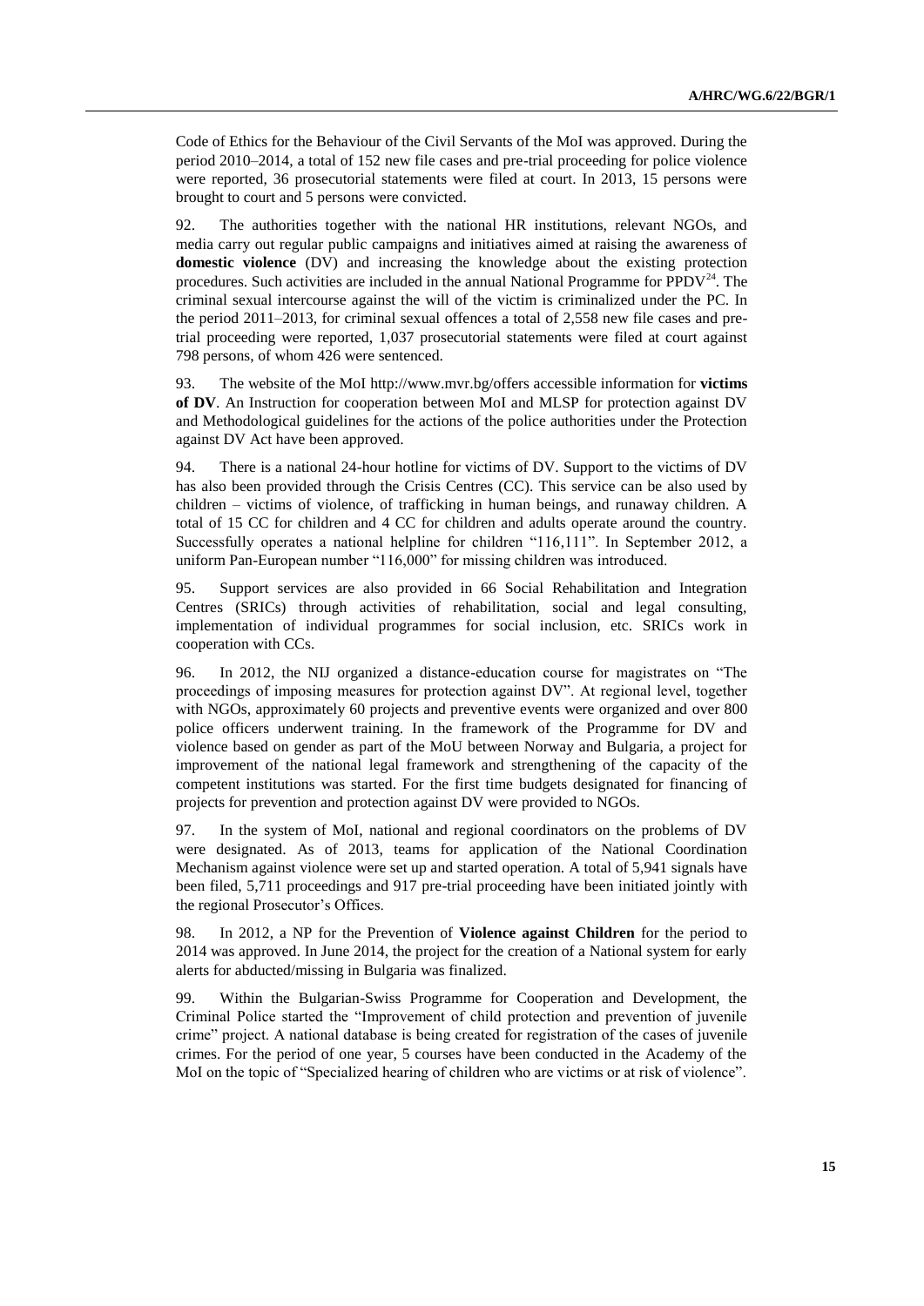Code of Ethics for the Behaviour of the Civil Servants of the MoI was approved. During the period 2010–2014, a total of 152 new file cases and pre-trial proceeding for police violence were reported, 36 prosecutorial statements were filed at court. In 2013, 15 persons were brought to court and 5 persons were convicted.

92. The authorities together with the national HR institutions, relevant NGOs, and media carry out regular public campaigns and initiatives aimed at raising the awareness of **domestic violence** (DV) and increasing the knowledge about the existing protection procedures. Such activities are included in the annual National Programme for PPDV[24]. The criminal sexual intercourse against the will of the victim is criminalized under the PC. In the period 2011–2013, for criminal sexual offences a total of 2,558 new file cases and pre-trial proceeding were reported, 1,037 prosecutorial statements were filed at court against 798 persons, of whom 426 were sentenced.

93. The website of the MoI http://www.mvr.bg/offers accessible information for **victims of DV**. An Instruction for cooperation between MoI and MLSP for protection against DV and Methodological guidelines for the actions of the police authorities under the Protection against DV Act have been approved.

94. There is a national 24-hour hotline for victims of DV. Support to the victims of DV has also been provided through the Crisis Centres (CC). This service can be also used by children – victims of violence, of trafficking in human beings, and runaway children. A total of 15 CC for children and 4 CC for children and adults operate around the country. Successfully operates a national helpline for children "116,111". In September 2012, a uniform Pan-European number "116,000" for missing children was introduced.

95. Support services are also provided in 66 Social Rehabilitation and Integration Centres (SRICs) through activities of rehabilitation, social and legal consulting, implementation of individual programmes for social inclusion, etc. SRICs work in cooperation with CCs.

96. In 2012, the NIJ organized a distance-education course for magistrates on "The proceedings of imposing measures for protection against DV". At regional level, together with NGOs, approximately 60 projects and preventive events were organized and over 800 police officers underwent training. In the framework of the Programme for DV and violence based on gender as part of the MoU between Norway and Bulgaria, a project for improvement of the national legal framework and strengthening of the capacity of the competent institutions was started. For the first time budgets designated for financing of projects for prevention and protection against DV were provided to NGOs.

97. In the system of MoI, national and regional coordinators on the problems of DV were designated. As of 2013, teams for application of the National Coordination Mechanism against violence were set up and started operation. A total of 5,941 signals have been filed, 5,711 proceedings and 917 pre-trial proceeding have been initiated jointly with the regional Prosecutor's Offices.

98. In 2012, a NP for the Prevention of **Violence against Children** for the period to 2014 was approved. In June 2014, the project for the creation of a National system for early alerts for abducted/missing in Bulgaria was finalized.

99. Within the Bulgarian-Swiss Programme for Cooperation and Development, the Criminal Police started the "Improvement of child protection and prevention of juvenile crime" project. A national database is being created for registration of the cases of juvenile crimes. For the period of one year, 5 courses have been conducted in the Academy of the MoI on the topic of "Specialized hearing of children who are victims or at risk of violence".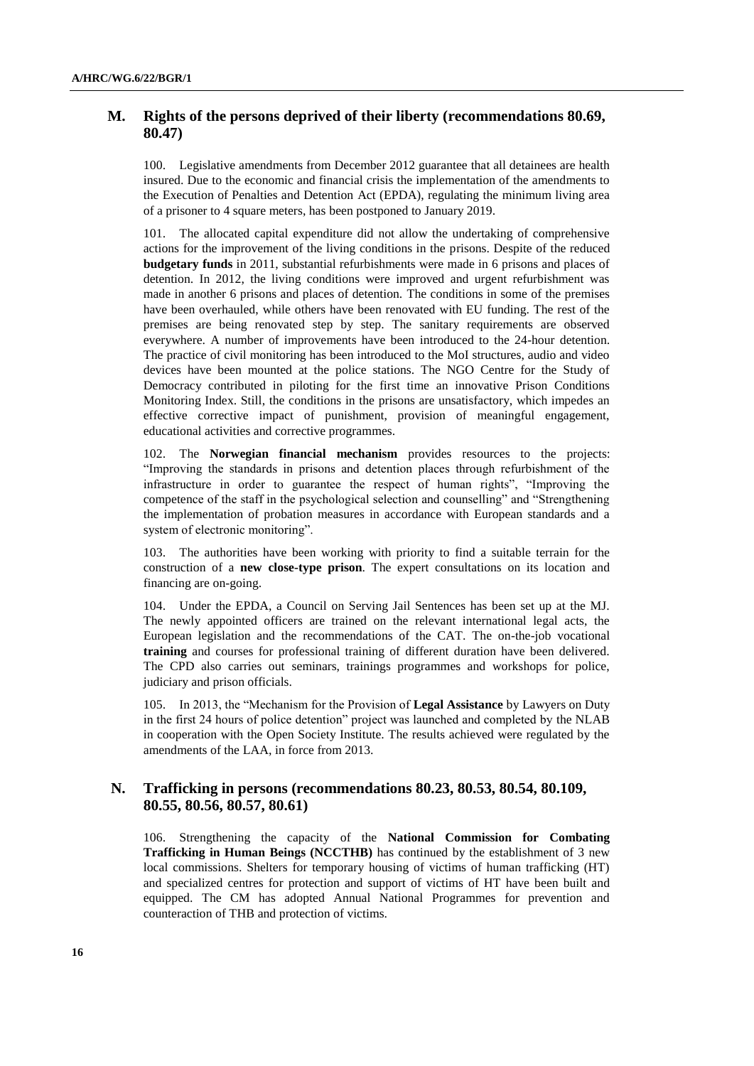## M. Rights of the persons deprived of their liberty (recommendations 80.69, 80.47)

100. Legislative amendments from December 2012 guarantee that all detainees are health insured. Due to the economic and financial crisis the implementation of the amendments to the Execution of Penalties and Detention Act (EPDA), regulating the minimum living area of a prisoner to 4 square meters, has been postponed to January 2019.

101. The allocated capital expenditure did not allow the undertaking of comprehensive actions for the improvement of the living conditions in the prisons. Despite of the reduced **budgetary funds** in 2011, substantial refurbishments were made in 6 prisons and places of detention. In 2012, the living conditions were improved and urgent refurbishment was made in another 6 prisons and places of detention. The conditions in some of the premises have been overhauled, while others have been renovated with EU funding. The rest of the premises are being renovated step by step. The sanitary requirements are observed everywhere. A number of improvements have been introduced to the 24-hour detention. The practice of civil monitoring has been introduced to the MoI structures, audio and video devices have been mounted at the police stations. The NGO Centre for the Study of Democracy contributed in piloting for the first time an innovative Prison Conditions Monitoring Index. Still, the conditions in the prisons are unsatisfactory, which impedes an effective corrective impact of punishment, provision of meaningful engagement, educational activities and corrective programmes.

102. The **Norwegian financial mechanism** provides resources to the projects: "Improving the standards in prisons and detention places through refurbishment of the infrastructure in order to guarantee the respect of human rights", "Improving the competence of the staff in the psychological selection and counselling" and "Strengthening the implementation of probation measures in accordance with European standards and a system of electronic monitoring".

103. The authorities have been working with priority to find a suitable terrain for the construction of a **new close-type prison**. The expert consultations on its location and financing are on-going.

104. Under the EPDA, a Council on Serving Jail Sentences has been set up at the MJ. The newly appointed officers are trained on the relevant international legal acts, the European legislation and the recommendations of the CAT. The on-the-job vocational **training** and courses for professional training of different duration have been delivered. The CPD also carries out seminars, trainings programmes and workshops for police, judiciary and prison officials.

105. In 2013, the "Mechanism for the Provision of **Legal Assistance** by Lawyers on Duty in the first 24 hours of police detention" project was launched and completed by the NLAB in cooperation with the Open Society Institute. The results achieved were regulated by the amendments of the LAA, in force from 2013.

## N. Trafficking in persons (recommendations 80.23, 80.53, 80.54, 80.109, 80.55, 80.56, 80.57, 80.61)

106. Strengthening the capacity of the **National Commission for Combating Trafficking in Human Beings (NCCTHB)** has continued by the establishment of 3 new local commissions. Shelters for temporary housing of victims of human trafficking (HT) and specialized centres for protection and support of victims of HT have been built and equipped. The CM has adopted Annual National Programmes for prevention and counteraction of THB and protection of victims.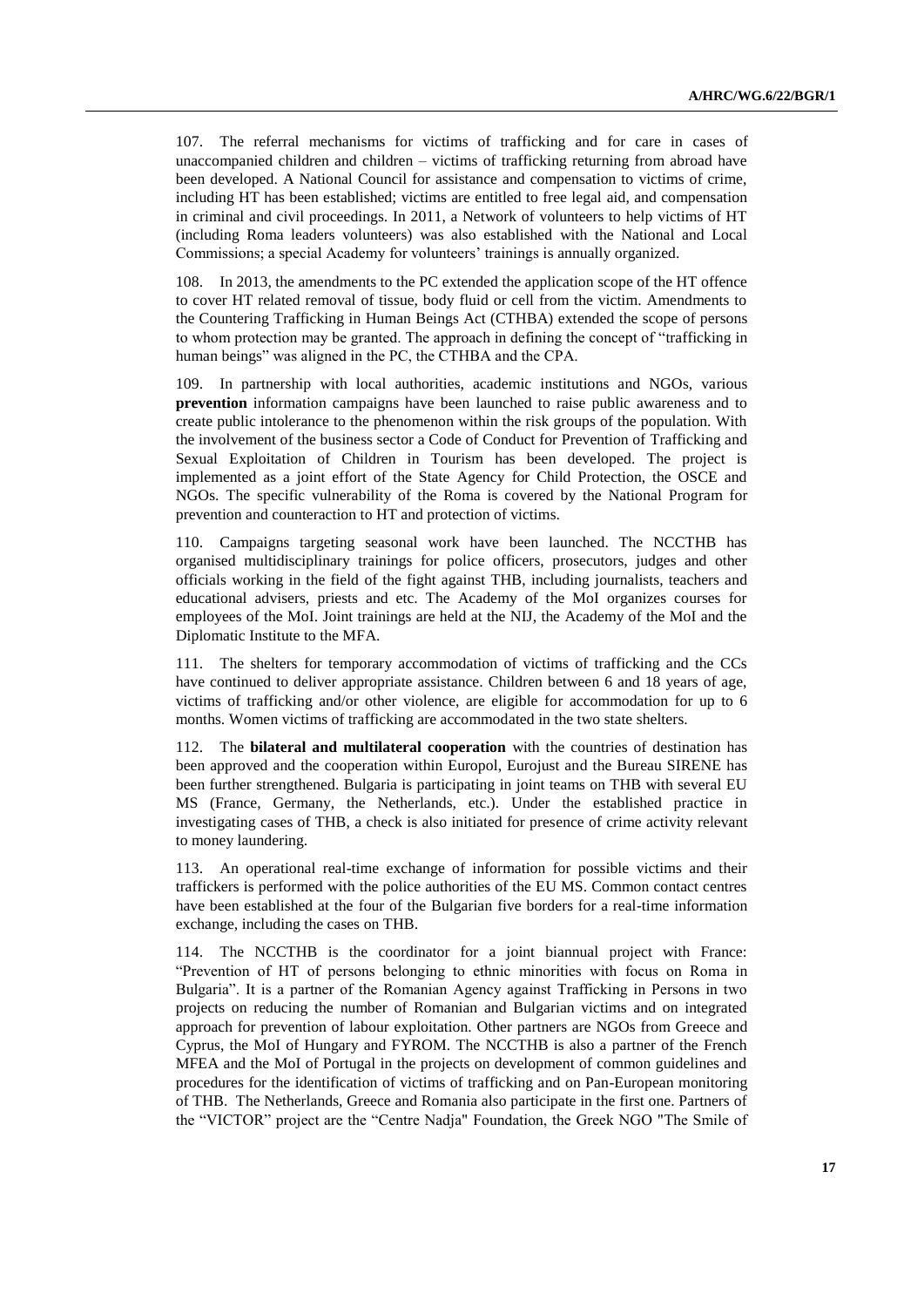107. The referral mechanisms for victims of trafficking and for care in cases of unaccompanied children and children – victims of trafficking returning from abroad have been developed. A National Council for assistance and compensation to victims of crime, including HT has been established; victims are entitled to free legal aid, and compensation in criminal and civil proceedings. In 2011, a Network of volunteers to help victims of HT (including Roma leaders volunteers) was also established with the National and Local Commissions; a special Academy for volunteers' trainings is annually organized.

108. In 2013, the amendments to the PC extended the application scope of the HT offence to cover HT related removal of tissue, body fluid or cell from the victim. Amendments to the Countering Trafficking in Human Beings Act (CTHBA) extended the scope of persons to whom protection may be granted. The approach in defining the concept of "trafficking in human beings" was aligned in the PC, the CTHBA and the CPA.

109. In partnership with local authorities, academic institutions and NGOs, various **prevention** information campaigns have been launched to raise public awareness and to create public intolerance to the phenomenon within the risk groups of the population. With the involvement of the business sector a Code of Conduct for Prevention of Trafficking and Sexual Exploitation of Children in Tourism has been developed. The project is implemented as a joint effort of the State Agency for Child Protection, the OSCE and NGOs. The specific vulnerability of the Roma is covered by the National Program for prevention and counteraction to HT and protection of victims.

110. Campaigns targeting seasonal work have been launched. The NCCTHB has organised multidisciplinary trainings for police officers, prosecutors, judges and other officials working in the field of the fight against THB, including journalists, teachers and educational advisers, priests and etc. The Academy of the MoI organizes courses for employees of the MoI. Joint trainings are held at the NIJ, the Academy of the MoI and the Diplomatic Institute to the MFA.

111. The shelters for temporary accommodation of victims of trafficking and the CCs have continued to deliver appropriate assistance. Children between 6 and 18 years of age, victims of trafficking and/or other violence, are eligible for accommodation for up to 6 months. Women victims of trafficking are accommodated in the two state shelters.

112. The **bilateral and multilateral cooperation** with the countries of destination has been approved and the cooperation within Europol, Eurojust and the Bureau SIRENE has been further strengthened. Bulgaria is participating in joint teams on THB with several EU MS (France, Germany, the Netherlands, etc.). Under the established practice in investigating cases of THB, a check is also initiated for presence of crime activity relevant to money laundering.

113. An operational real-time exchange of information for possible victims and their traffickers is performed with the police authorities of the EU MS. Common contact centres have been established at the four of the Bulgarian five borders for a real-time information exchange, including the cases on THB.

114. The NCCTHB is the coordinator for a joint biannual project with France: "Prevention of HT of persons belonging to ethnic minorities with focus on Roma in Bulgaria". It is a partner of the Romanian Agency against Trafficking in Persons in two projects on reducing the number of Romanian and Bulgarian victims and on integrated approach for prevention of labour exploitation. Other partners are NGOs from Greece and Cyprus, the MoI of Hungary and FYROM. The NCCTHB is also a partner of the French MFEA and the MoI of Portugal in the projects on development of common guidelines and procedures for the identification of victims of trafficking and on Pan-European monitoring of THB. The Netherlands, Greece and Romania also participate in the first one. Partners of the "VICTOR" project are the "Centre Nadja" Foundation, the Greek NGO "The Smile of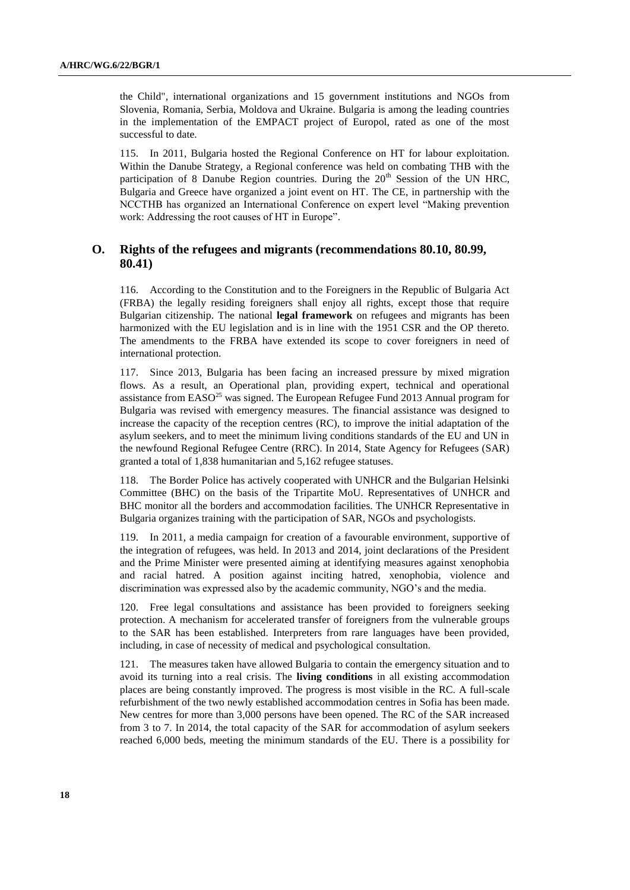the Child", international organizations and 15 government institutions and NGOs from Slovenia, Romania, Serbia, Moldova and Ukraine. Bulgaria is among the leading countries in the implementation of the EMPACT project of Europol, rated as one of the most successful to date.

115. In 2011, Bulgaria hosted the Regional Conference on HT for labour exploitation. Within the Danube Strategy, a Regional conference was held on combating THB with the participation of 8 Danube Region countries. During the 20th Session of the UN HRC, Bulgaria and Greece have organized a joint event on HT. The CE, in partnership with the NCCTHB has organized an International Conference on expert level "Making prevention work: Addressing the root causes of HT in Europe".

## O. Rights of the refugees and migrants (recommendations 80.10, 80.99, 80.41)

116. According to the Constitution and to the Foreigners in the Republic of Bulgaria Act (FRBA) the legally residing foreigners shall enjoy all rights, except those that require Bulgarian citizenship. The national **legal framework** on refugees and migrants has been harmonized with the EU legislation and is in line with the 1951 CSR and the OP thereto. The amendments to the FRBA have extended its scope to cover foreigners in need of international protection.

117. Since 2013, Bulgaria has been facing an increased pressure by mixed migration flows. As a result, an Operational plan, providing expert, technical and operational assistance from EASO[25] was signed. The European Refugee Fund 2013 Annual program for Bulgaria was revised with emergency measures. The financial assistance was designed to increase the capacity of the reception centres (RC), to improve the initial adaptation of the asylum seekers, and to meet the minimum living conditions standards of the EU and UN in the newfound Regional Refugee Centre (RRC). In 2014, State Agency for Refugees (SAR) granted a total of 1,838 humanitarian and 5,162 refugee statuses.

118. The Border Police has actively cooperated with UNHCR and the Bulgarian Helsinki Committee (BHC) on the basis of the Tripartite MoU. Representatives of UNHCR and BHC monitor all the borders and accommodation facilities. The UNHCR Representative in Bulgaria organizes training with the participation of SAR, NGOs and psychologists.

119. In 2011, a media campaign for creation of a favourable environment, supportive of the integration of refugees, was held. In 2013 and 2014, joint declarations of the President and the Prime Minister were presented aiming at identifying measures against xenophobia and racial hatred. A position against inciting hatred, xenophobia, violence and discrimination was expressed also by the academic community, NGO's and the media.

120. Free legal consultations and assistance has been provided to foreigners seeking protection. A mechanism for accelerated transfer of foreigners from the vulnerable groups to the SAR has been established. Interpreters from rare languages have been provided, including, in case of necessity of medical and psychological consultation.

121. The measures taken have allowed Bulgaria to contain the emergency situation and to avoid its turning into a real crisis. The **living conditions** in all existing accommodation places are being constantly improved. The progress is most visible in the RC. A full-scale refurbishment of the two newly established accommodation centres in Sofia has been made. New centres for more than 3,000 persons have been opened. The RC of the SAR increased from 3 to 7. In 2014, the total capacity of the SAR for accommodation of asylum seekers reached 6,000 beds, meeting the minimum standards of the EU. There is a possibility for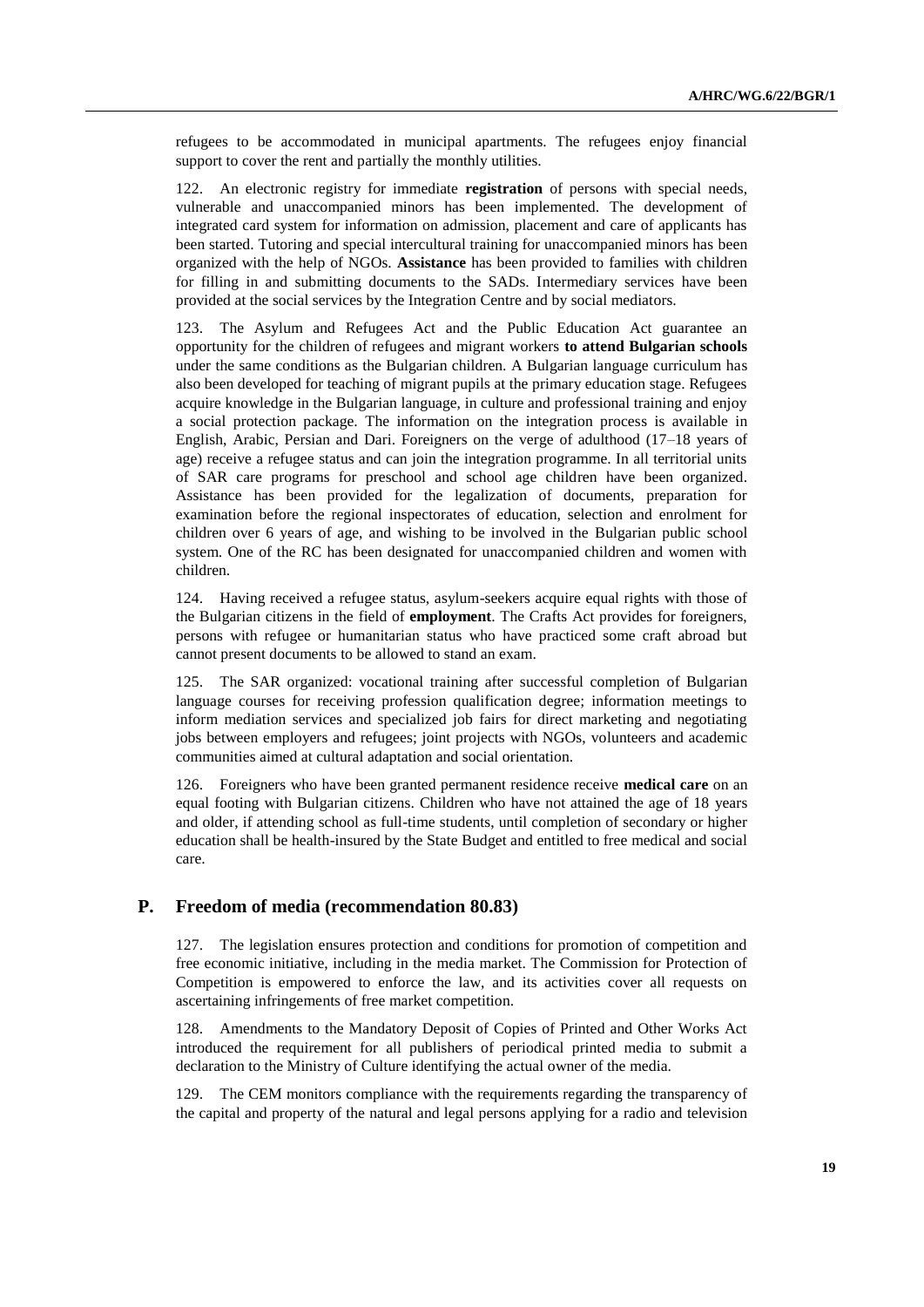refugees to be accommodated in municipal apartments. The refugees enjoy financial support to cover the rent and partially the monthly utilities.

122. An electronic registry for immediate **registration** of persons with special needs, vulnerable and unaccompanied minors has been implemented. The development of integrated card system for information on admission, placement and care of applicants has been started. Tutoring and special intercultural training for unaccompanied minors has been organized with the help of NGOs. **Assistance** has been provided to families with children for filling in and submitting documents to the SADs. Intermediary services have been provided at the social services by the Integration Centre and by social mediators.

123. The Asylum and Refugees Act and the Public Education Act guarantee an opportunity for the children of refugees and migrant workers **to attend Bulgarian schools** under the same conditions as the Bulgarian children. A Bulgarian language curriculum has also been developed for teaching of migrant pupils at the primary education stage. Refugees acquire knowledge in the Bulgarian language, in culture and professional training and enjoy a social protection package. The information on the integration process is available in English, Arabic, Persian and Dari. Foreigners on the verge of adulthood (17–18 years of age) receive a refugee status and can join the integration programme. In all territorial units of SAR care programs for preschool and school age children have been organized. Assistance has been provided for the legalization of documents, preparation for examination before the regional inspectorates of education, selection and enrolment for children over 6 years of age, and wishing to be involved in the Bulgarian public school system. One of the RC has been designated for unaccompanied children and women with children.

124. Having received a refugee status, asylum-seekers acquire equal rights with those of the Bulgarian citizens in the field of **employment**. The Crafts Act provides for foreigners, persons with refugee or humanitarian status who have practiced some craft abroad but cannot present documents to be allowed to stand an exam.

125. The SAR organized: vocational training after successful completion of Bulgarian language courses for receiving profession qualification degree; information meetings to inform mediation services and specialized job fairs for direct marketing and negotiating jobs between employers and refugees; joint projects with NGOs, volunteers and academic communities aimed at cultural adaptation and social orientation.

126. Foreigners who have been granted permanent residence receive **medical care** on an equal footing with Bulgarian citizens. Children who have not attained the age of 18 years and older, if attending school as full-time students, until completion of secondary or higher education shall be health-insured by the State Budget and entitled to free medical and social care.

## P. Freedom of media (recommendation 80.83)

127. The legislation ensures protection and conditions for promotion of competition and free economic initiative, including in the media market. The Commission for Protection of Competition is empowered to enforce the law, and its activities cover all requests on ascertaining infringements of free market competition.

128. Amendments to the Mandatory Deposit of Copies of Printed and Other Works Act introduced the requirement for all publishers of periodical printed media to submit a declaration to the Ministry of Culture identifying the actual owner of the media.

129. The CEM monitors compliance with the requirements regarding the transparency of the capital and property of the natural and legal persons applying for a radio and television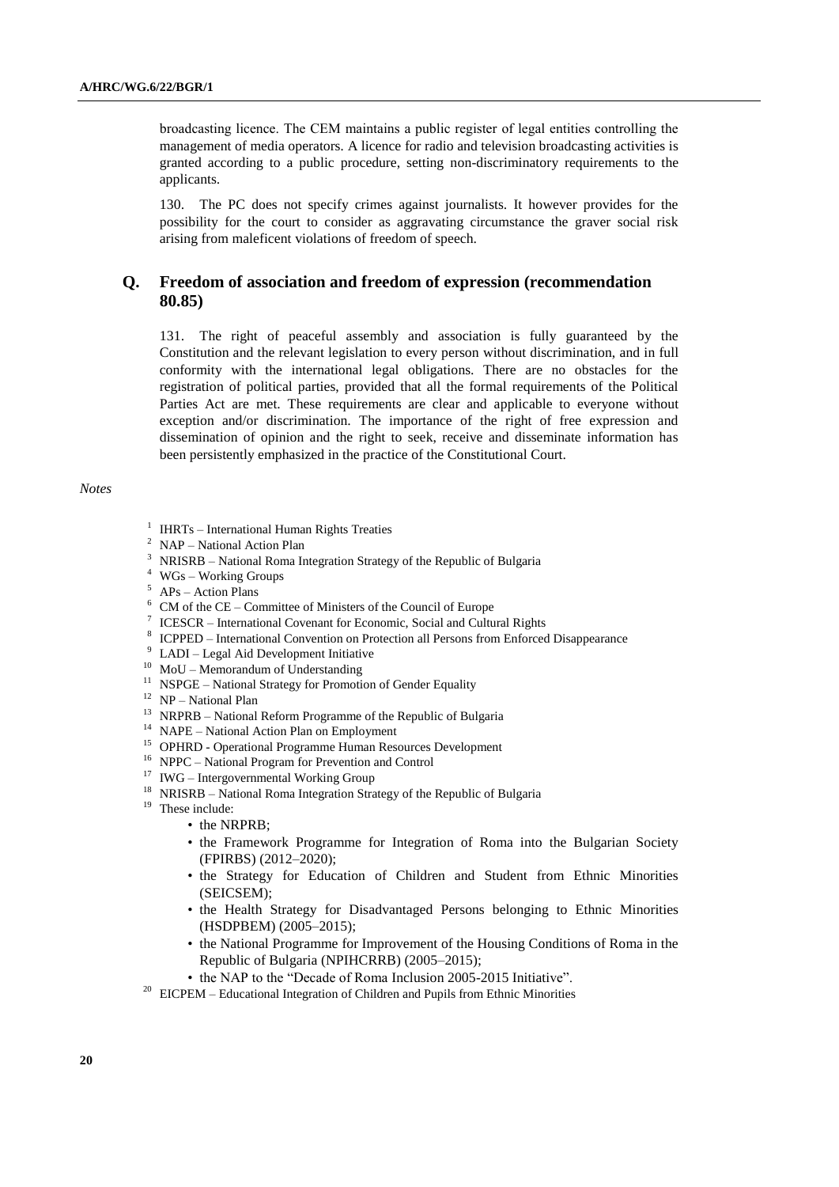broadcasting licence. The CEM maintains a public register of legal entities controlling the management of media operators. A licence for radio and television broadcasting activities is granted according to a public procedure, setting non-discriminatory requirements to the applicants.

130. The PC does not specify crimes against journalists. It however provides for the possibility for the court to consider as aggravating circumstance the graver social risk arising from maleficent violations of freedom of speech.

## Q. Freedom of association and freedom of expression (recommendation 80.85)

131. The right of peaceful assembly and association is fully guaranteed by the Constitution and the relevant legislation to every person without discrimination, and in full conformity with the international legal obligations. There are no obstacles for the registration of political parties, provided that all the formal requirements of the Political Parties Act are met. These requirements are clear and applicable to everyone without exception and/or discrimination. The importance of the right of free expression and dissemination of opinion and the right to seek, receive and disseminate information has been persistently emphasized in the practice of the Constitutional Court.

*Notes*

[1] IHRTs – International Human Rights Treaties

[2] NAP – National Action Plan

[3] NRISRB – National Roma Integration Strategy of the Republic of Bulgaria

[4] WGs – Working Groups

[5] APs – Action Plans

[6] CM of the CE – Committee of Ministers of the Council of Europe

[7] ICESCR – International Covenant for Economic, Social and Cultural Rights

[8] ICPPED – International Convention on Protection all Persons from Enforced Disappearance

[9] LADI – Legal Aid Development Initiative

[10] MoU – Memorandum of Understanding

[11] NSPGE – National Strategy for Promotion of Gender Equality

[12] NP – National Plan

[13] NRPRB – National Reform Programme of the Republic of Bulgaria

[14] NAPE – National Action Plan on Employment

[15] OPHRD - Operational Programme Human Resources Development

[16] NPPC – National Program for Prevention and Control

[17] IWG – Intergovernmental Working Group

[18] NRISRB – National Roma Integration Strategy of the Republic of Bulgaria

[19] These include:

- the NRPRB;
- the Framework Programme for Integration of Roma into the Bulgarian Society (FPIRBS) (2012–2020);
- the Strategy for Education of Children and Student from Ethnic Minorities (SEICSEM);
- the Health Strategy for Disadvantaged Persons belonging to Ethnic Minorities (HSDPBEM) (2005–2015);
- the National Programme for Improvement of the Housing Conditions of Roma in the Republic of Bulgaria (NPIHCRRB) (2005–2015);
- the NAP to the "Decade of Roma Inclusion 2005-2015 Initiative".

[20] EICPEM – Educational Integration of Children and Pupils from Ethnic Minorities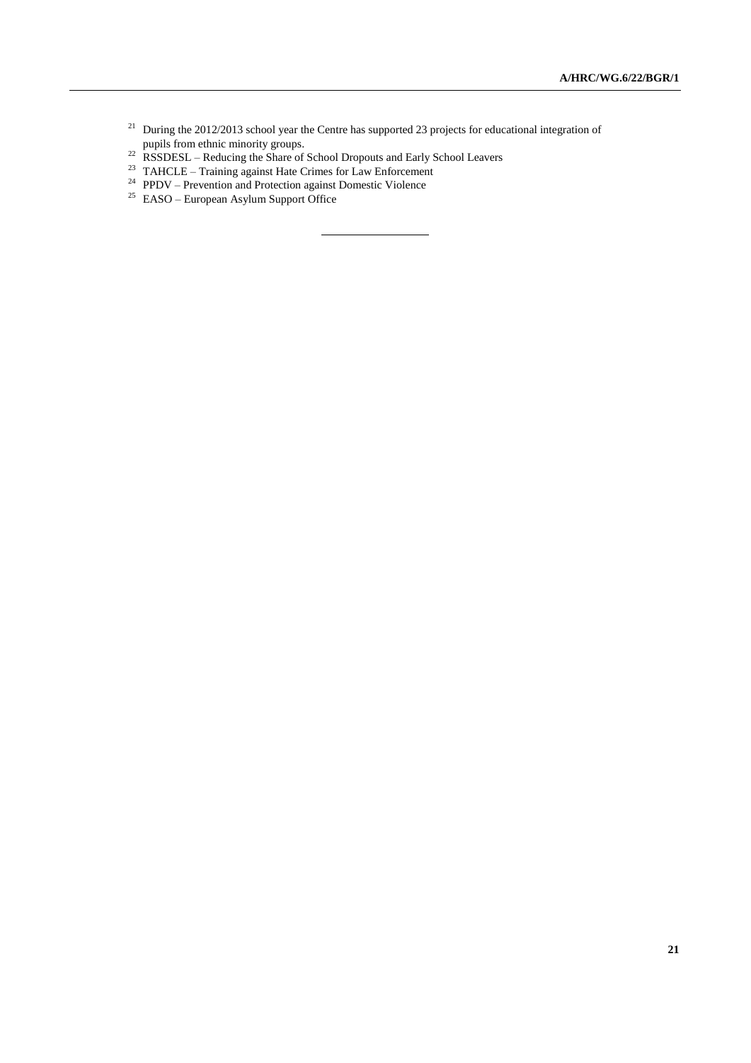[21] During the 2012/2013 school year the Centre has supported 23 projects for educational integration of pupils from ethnic minority groups.

[22] RSSDESL – Reducing the Share of School Dropouts and Early School Leavers

[23] TAHCLE – Training against Hate Crimes for Law Enforcement

[24] PPDV – Prevention and Protection against Domestic Violence

[25] EASO – European Asylum Support Office